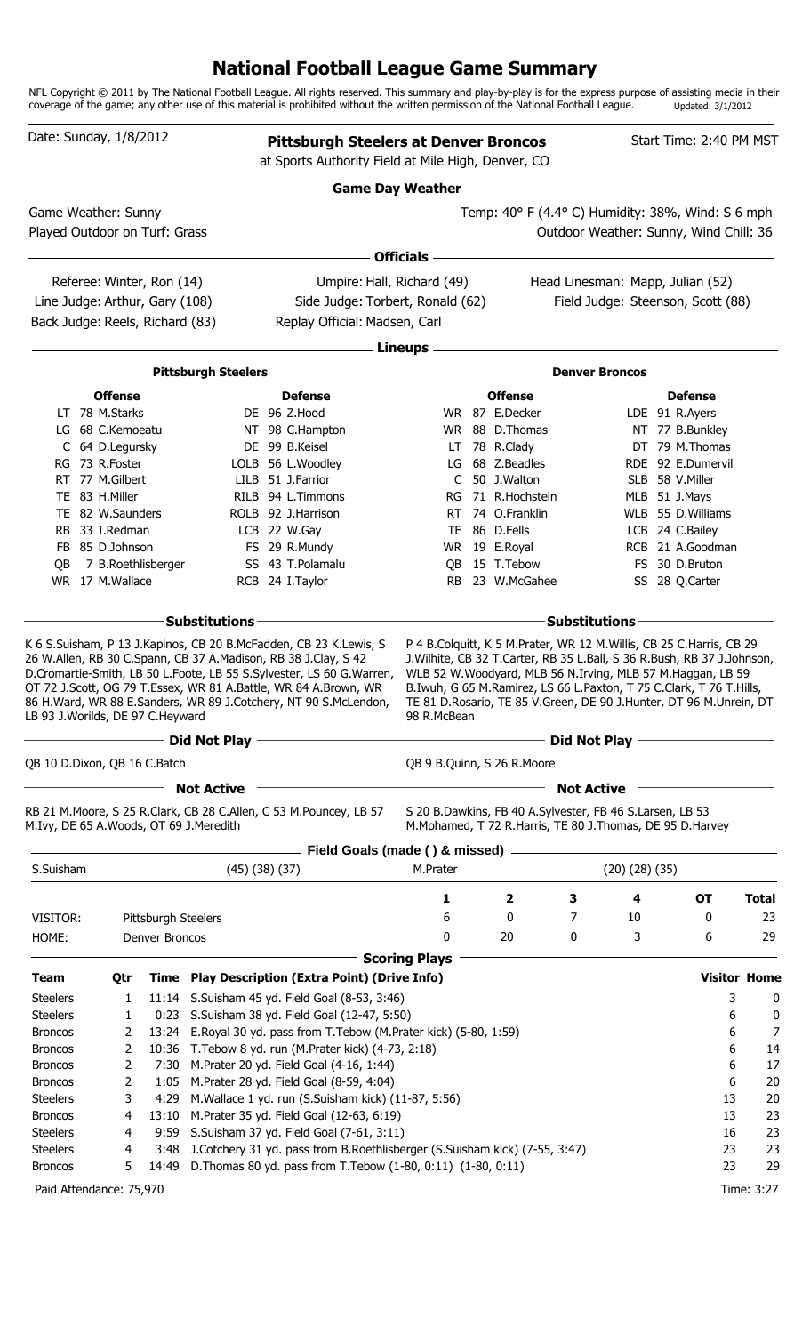# National Football League Game Summary

NFL Copyright © 2011 by The National Football League. All rights reserved. This summary and play-by-play is for the express purpose of assisting media in their coverage of the game; any other use of this material is prohibited without the written permission of the National Football League. Updated: 3/1/2012

Date: Sunday, 1/8/2012

**Pittsburgh Steelers at Denver Broncos**
at Sports Authority Field at Mile High, Denver, CO

Start Time: 2:40 PM MST

## Game Day Weather

Game Weather: Sunny
Played Outdoor on Turf: Grass

Temp: 40° F (4.4° C) Humidity: 38%, Wind: S 6 mph
Outdoor Weather: Sunny, Wind Chill: 36

## Officials

Referee: Winter, Ron (14)
Umpire: Hall, Richard (49)
Head Linesman: Mapp, Julian (52)
Line Judge: Arthur, Gary (108)
Side Judge: Torbert, Ronald (62)
Field Judge: Steenson, Scott (88)
Back Judge: Reels, Richard (83)
Replay Official: Madsen, Carl

## Lineups

### Pittsburgh Steelers

| Offense | | | Defense | | |
|---|---|---|---|---|---|
| LT | 78 | M.Starks | DE | 96 | Z.Hood |
| LG | 68 | C.Kemoeatu | NT | 98 | C.Hampton |
| C | 64 | D.Legursky | DE | 99 | B.Keisel |
| RG | 73 | R.Foster | LOLB | 56 | L.Woodley |
| RT | 77 | M.Gilbert | LILB | 51 | J.Farrior |
| TE | 83 | H.Miller | RILB | 94 | L.Timmons |
| TE | 82 | W.Saunders | ROLB | 92 | J.Harrison |
| RB | 33 | I.Redman | LCB | 22 | W.Gay |
| FB | 85 | D.Johnson | FS | 29 | R.Mundy |
| QB | 7 | B.Roethlisberger | SS | 43 | T.Polamalu |
| WR | 17 | M.Wallace | RCB | 24 | I.Taylor |

### Denver Broncos

| Offense | | | Defense | | |
|---|---|---|---|---|---|
| WR | 87 | E.Decker | LDE | 91 | R.Ayers |
| WR | 88 | D.Thomas | NT | 77 | B.Bunkley |
| LT | 78 | R.Clady | DT | 79 | M.Thomas |
| LG | 68 | Z.Beadles | RDE | 92 | E.Dumervil |
| C | 50 | J.Walton | SLB | 58 | V.Miller |
| RG | 71 | R.Hochstein | MLB | 51 | J.Mays |
| RT | 74 | O.Franklin | WLB | 55 | D.Williams |
| TE | 86 | D.Fells | LCB | 24 | C.Bailey |
| WR | 19 | E.Royal | RCB | 21 | A.Goodman |
| QB | 15 | T.Tebow | FS | 30 | D.Bruton |
| RB | 23 | W.McGahee | SS | 28 | Q.Carter |

### Substitutions

**Pittsburgh Steelers:** K 6 S.Suisham, P 13 J.Kapinos, CB 20 B.McFadden, CB 23 K.Lewis, S 26 W.Allen, RB 30 C.Spann, CB 37 A.Madison, RB 38 J.Clay, S 42 D.Cromartie-Smith, LB 50 L.Foote, LB 55 S.Sylvester, LS 60 G.Warren, OT 72 J.Scott, OG 79 T.Essex, WR 81 A.Battle, WR 84 A.Brown, WR 86 H.Ward, WR 88 E.Sanders, WR 89 J.Cotchery, NT 90 S.McLendon, LB 93 J.Worilds, DE 97 C.Heyward

**Denver Broncos:** P 4 B.Colquitt, K 5 M.Prater, WR 12 M.Willis, CB 25 C.Harris, CB 29 J.Wilhite, CB 32 T.Carter, RB 35 L.Ball, S 36 R.Bush, RB 37 J.Johnson, WLB 52 W.Woodyard, MLB 56 N.Irving, MLB 57 M.Haggan, LB 59 B.Iwuh, G 65 M.Ramirez, LS 66 L.Paxton, T 75 C.Clark, T 76 T.Hills, TE 81 D.Rosario, TE 85 V.Green, DE 90 J.Hunter, DT 96 M.Unrein, DT 98 R.McBean

### Did Not Play

**Pittsburgh Steelers:** QB 10 D.Dixon, QB 16 C.Batch

**Denver Broncos:** QB 9 B.Quinn, S 26 R.Moore

### Not Active

**Pittsburgh Steelers:** RB 21 M.Moore, S 25 R.Clark, CB 28 C.Allen, C 53 M.Pouncey, LB 57 M.Ivy, DE 65 A.Woods, OT 69 J.Meredith

**Denver Broncos:** S 20 B.Dawkins, FB 40 A.Sylvester, FB 46 S.Larsen, LB 53 M.Mohamed, T 72 R.Harris, TE 80 J.Thomas, DE 95 D.Harvey

## Field Goals (made ( ) & missed)

S.Suisham (45) (38) (37)

M.Prater (20) (28) (35)

| | | 1 | 2 | 3 | 4 | OT | Total |
|---|---|---|---|---|---|---|---|
| VISITOR: | Pittsburgh Steelers | 6 | 0 | 7 | 10 | 0 | 23 |
| HOME: | Denver Broncos | 0 | 20 | 0 | 3 | 6 | 29 |

## Scoring Plays

| Team | Qtr | Time | Play Description (Extra Point) (Drive Info) | Visitor | Home |
|---|---|---|---|---|---|
| Steelers | 1 | 11:14 | S.Suisham 45 yd. Field Goal (8-53, 3:46) | 3 | 0 |
| Steelers | 1 | 0:23 | S.Suisham 38 yd. Field Goal (12-47, 5:50) | 6 | 0 |
| Broncos | 2 | 13:24 | E.Royal 30 yd. pass from T.Tebow (M.Prater kick) (5-80, 1:59) | 6 | 7 |
| Broncos | 2 | 10:36 | T.Tebow 8 yd. run (M.Prater kick) (4-73, 2:18) | 6 | 14 |
| Broncos | 2 | 7:30 | M.Prater 20 yd. Field Goal (4-16, 1:44) | 6 | 17 |
| Broncos | 2 | 1:05 | M.Prater 28 yd. Field Goal (8-59, 4:04) | 6 | 20 |
| Steelers | 3 | 4:29 | M.Wallace 1 yd. run (S.Suisham kick) (11-87, 5:56) | 13 | 20 |
| Broncos | 4 | 13:10 | M.Prater 35 yd. Field Goal (12-63, 6:19) | 13 | 23 |
| Steelers | 4 | 9:59 | S.Suisham 37 yd. Field Goal (7-61, 3:11) | 16 | 23 |
| Steelers | 4 | 3:48 | J.Cotchery 31 yd. pass from B.Roethlisberger (S.Suisham kick) (7-55, 3:47) | 23 | 23 |
| Broncos | 5 | 14:49 | D.Thomas 80 yd. pass from T.Tebow (1-80, 0:11) (1-80, 0:11) | 23 | 29 |

Paid Attendance: 75,970

Time: 3:27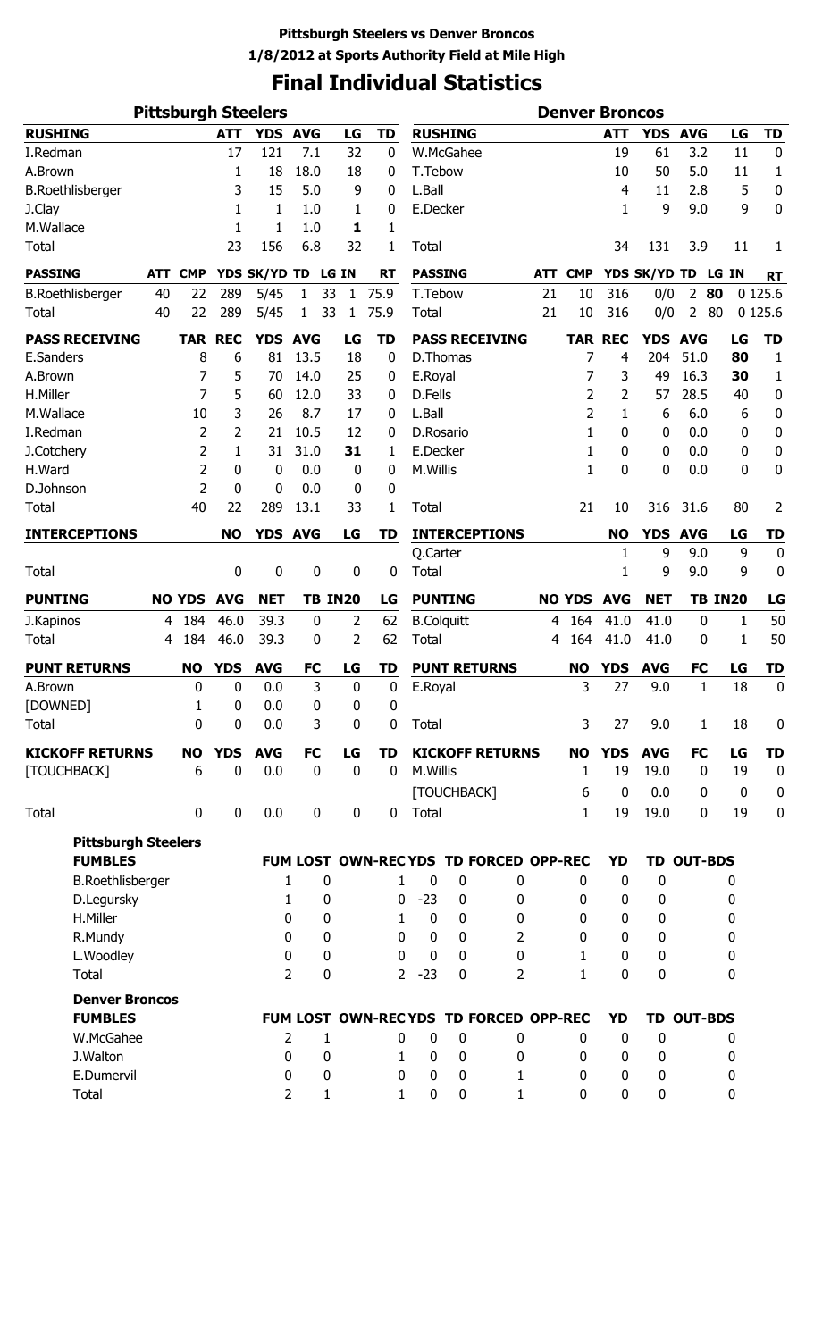**Pittsburgh Steelers vs Denver Broncos**
**1/8/2012 at Sports Authority Field at Mile High**

# Final Individual Statistics

## Pittsburgh Steelers

| RUSHING | ATT | YDS | AVG | LG | TD |
|---|---|---|---|---|---|
| I.Redman | 17 | 121 | 7.1 | 32 | 0 |
| A.Brown | 1 | 18 | 18.0 | 18 | 0 |
| B.Roethlisberger | 3 | 15 | 5.0 | 9 | 0 |
| J.Clay | 1 | 1 | 1.0 | 1 | 0 |
| M.Wallace | 1 | 1 | 1.0 | **1** | 1 |
| Total | 23 | 156 | 6.8 | 32 | 1 |

| PASSING | ATT | CMP | YDS | SK/YD | TD | LG | IN | RT |
|---|---|---|---|---|---|---|---|---|
| B.Roethlisberger | 40 | 22 | 289 | 5/45 | 1 | 33 | 1 | 75.9 |
| Total | 40 | 22 | 289 | 5/45 | 1 | 33 | 1 | 75.9 |

| PASS RECEIVING | TAR | REC | YDS | AVG | LG | TD |
|---|---|---|---|---|---|---|
| E.Sanders | 8 | 6 | 81 | 13.5 | 18 | 0 |
| A.Brown | 7 | 5 | 70 | 14.0 | 25 | 0 |
| H.Miller | 7 | 5 | 60 | 12.0 | 33 | 0 |
| M.Wallace | 10 | 3 | 26 | 8.7 | 17 | 0 |
| I.Redman | 2 | 2 | 21 | 10.5 | 12 | 0 |
| J.Cotchery | 2 | 1 | 31 | 31.0 | **31** | 1 |
| H.Ward | 2 | 0 | 0 | 0.0 | 0 | 0 |
| D.Johnson | 2 | 0 | 0 | 0.0 | 0 | 0 |
| Total | 40 | 22 | 289 | 13.1 | 33 | 1 |

| INTERCEPTIONS | NO | YDS | AVG | LG | TD |
|---|---|---|---|---|---|
| Total | 0 | 0 | 0 | 0 | 0 |

| PUNTING | NO | YDS | AVG | NET | TB | IN20 | LG |
|---|---|---|---|---|---|---|---|
| J.Kapinos | 4 | 184 | 46.0 | 39.3 | 0 | 2 | 62 |
| Total | 4 | 184 | 46.0 | 39.3 | 0 | 2 | 62 |

| PUNT RETURNS | NO | YDS | AVG | FC | LG | TD |
|---|---|---|---|---|---|---|
| A.Brown | 0 | 0 | 0.0 | 3 | 0 | 0 |
| [DOWNED] | 1 | 0 | 0.0 | 0 | 0 | 0 |
| Total | 0 | 0 | 0.0 | 3 | 0 | 0 |

| KICKOFF RETURNS | NO | YDS | AVG | FC | LG | TD |
|---|---|---|---|---|---|---|
| [TOUCHBACK] | 6 | 0 | 0.0 | 0 | 0 | 0 |
| Total | 0 | 0 | 0.0 | 0 | 0 | 0 |

## Denver Broncos

| RUSHING | ATT | YDS | AVG | LG | TD |
|---|---|---|---|---|---|
| W.McGahee | 19 | 61 | 3.2 | 11 | 0 |
| T.Tebow | 10 | 50 | 5.0 | 11 | 1 |
| L.Ball | 4 | 11 | 2.8 | 5 | 0 |
| E.Decker | 1 | 9 | 9.0 | 9 | 0 |
| Total | 34 | 131 | 3.9 | 11 | 1 |

| PASSING | ATT | CMP | YDS | SK/YD | TD | LG | IN | RT |
|---|---|---|---|---|---|---|---|---|
| T.Tebow | 21 | 10 | 316 | 0/0 | 2 | **80** | 0 | 125.6 |
| Total | 21 | 10 | 316 | 0/0 | 2 | 80 | 0 | 125.6 |

| PASS RECEIVING | TAR | REC | YDS | AVG | LG | TD |
|---|---|---|---|---|---|---|
| D.Thomas | 7 | 4 | 204 | 51.0 | **80** | 1 |
| E.Royal | 7 | 3 | 49 | 16.3 | **30** | 1 |
| D.Fells | 2 | 2 | 57 | 28.5 | 40 | 0 |
| L.Ball | 2 | 1 | 6 | 6.0 | 6 | 0 |
| D.Rosario | 1 | 0 | 0 | 0.0 | 0 | 0 |
| E.Decker | 1 | 0 | 0 | 0.0 | 0 | 0 |
| M.Willis | 1 | 0 | 0 | 0.0 | 0 | 0 |
| Total | 21 | 10 | 316 | 31.6 | 80 | 2 |

| INTERCEPTIONS | NO | YDS | AVG | LG | TD |
|---|---|---|---|---|---|
| Q.Carter | 1 | 9 | 9.0 | 9 | 0 |
| Total | 1 | 9 | 9.0 | 9 | 0 |

| PUNTING | NO | YDS | AVG | NET | TB | IN20 | LG |
|---|---|---|---|---|---|---|---|
| B.Colquitt | 4 | 164 | 41.0 | 41.0 | 0 | 1 | 50 |
| Total | 4 | 164 | 41.0 | 41.0 | 0 | 1 | 50 |

| PUNT RETURNS | NO | YDS | AVG | FC | LG | TD |
|---|---|---|---|---|---|---|
| E.Royal | 3 | 27 | 9.0 | 1 | 18 | 0 |
| Total | 3 | 27 | 9.0 | 1 | 18 | 0 |

| KICKOFF RETURNS | NO | YDS | AVG | FC | LG | TD |
|---|---|---|---|---|---|---|
| M.Willis | 1 | 19 | 19.0 | 0 | 19 | 0 |
| [TOUCHBACK] | 6 | 0 | 0.0 | 0 | 0 | 0 |
| Total | 1 | 19 | 19.0 | 0 | 19 | 0 |

## Pittsburgh Steelers

| FUMBLES | FUM | LOST | OWN-REC | YDS | TD | FORCED | OPP-REC | YD | TD | OUT-BDS |
|---|---|---|---|---|---|---|---|---|---|---|
| B.Roethlisberger | 1 | 0 | 1 | 0 | 0 | 0 | 0 | 0 | 0 | 0 |
| D.Legursky | 1 | 0 | 0 | -23 | 0 | 0 | 0 | 0 | 0 | 0 |
| H.Miller | 0 | 0 | 1 | 0 | 0 | 0 | 0 | 0 | 0 | 0 |
| R.Mundy | 0 | 0 | 0 | 0 | 0 | 2 | 0 | 0 | 0 | 0 |
| L.Woodley | 0 | 0 | 0 | 0 | 0 | 0 | 1 | 0 | 0 | 0 |
| Total | 2 | 0 | 2 | -23 | 0 | 2 | 1 | 0 | 0 | 0 |

## Denver Broncos

| FUMBLES | FUM | LOST | OWN-REC | YDS | TD | FORCED | OPP-REC | YD | TD | OUT-BDS |
|---|---|---|---|---|---|---|---|---|---|---|
| W.McGahee | 2 | 1 | 0 | 0 | 0 | 0 | 0 | 0 | 0 | 0 |
| J.Walton | 0 | 0 | 1 | 0 | 0 | 0 | 0 | 0 | 0 | 0 |
| E.Dumervil | 0 | 0 | 0 | 0 | 0 | 1 | 0 | 0 | 0 | 0 |
| Total | 2 | 1 | 1 | 0 | 0 | 1 | 0 | 0 | 0 | 0 |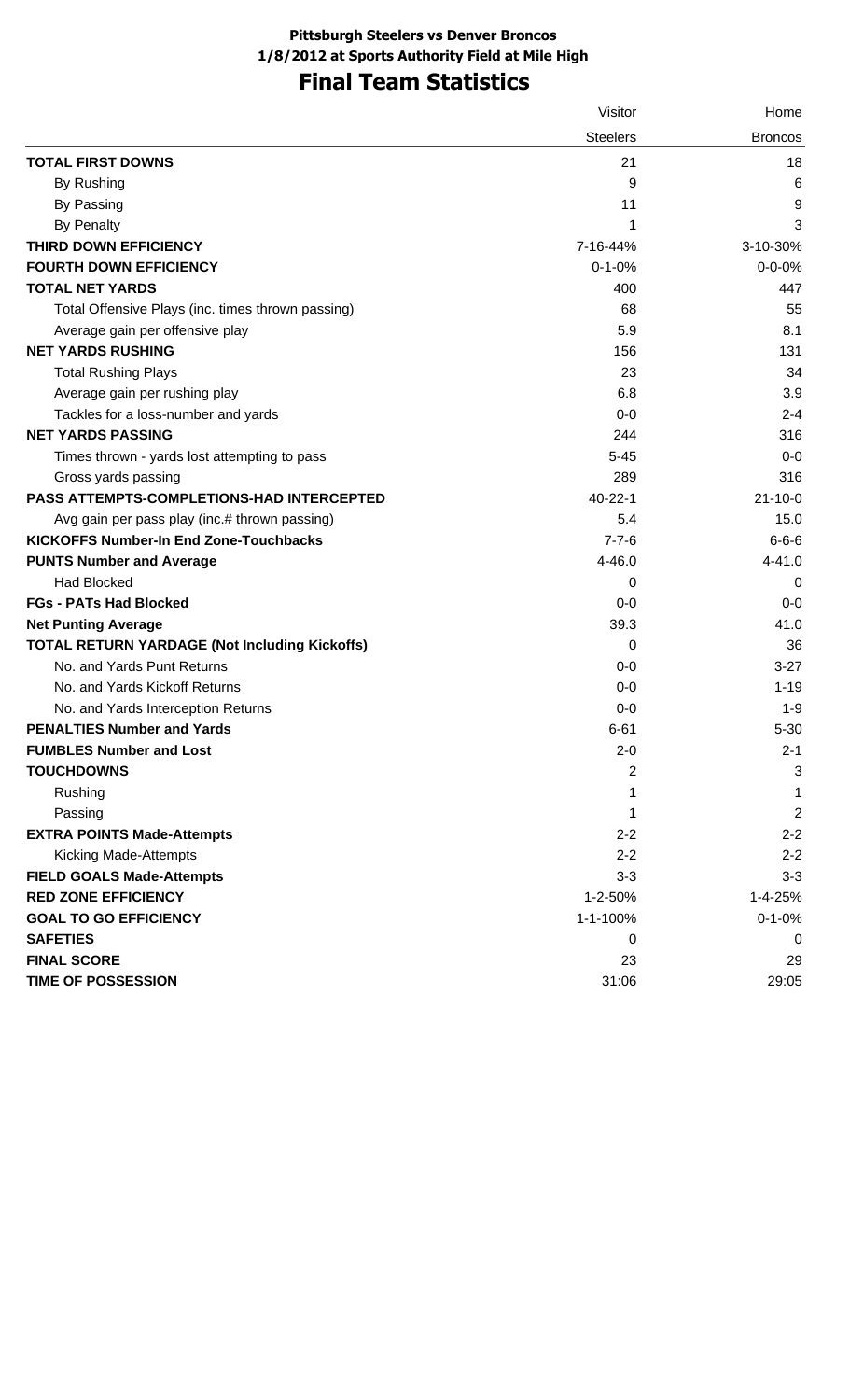**Pittsburgh Steelers vs Denver Broncos**

**1/8/2012 at Sports Authority Field at Mile High**

# Final Team Statistics

| | Visitor | Home |
|---|---|---|
| | Steelers | Broncos |
| **TOTAL FIRST DOWNS** | 21 | 18 |
| By Rushing | 9 | 6 |
| By Passing | 11 | 9 |
| By Penalty | 1 | 3 |
| **THIRD DOWN EFFICIENCY** | 7-16-44% | 3-10-30% |
| **FOURTH DOWN EFFICIENCY** | 0-1-0% | 0-0-0% |
| **TOTAL NET YARDS** | 400 | 447 |
| Total Offensive Plays (inc. times thrown passing) | 68 | 55 |
| Average gain per offensive play | 5.9 | 8.1 |
| **NET YARDS RUSHING** | 156 | 131 |
| Total Rushing Plays | 23 | 34 |
| Average gain per rushing play | 6.8 | 3.9 |
| Tackles for a loss-number and yards | 0-0 | 2-4 |
| **NET YARDS PASSING** | 244 | 316 |
| Times thrown - yards lost attempting to pass | 5-45 | 0-0 |
| Gross yards passing | 289 | 316 |
| **PASS ATTEMPTS-COMPLETIONS-HAD INTERCEPTED** | 40-22-1 | 21-10-0 |
| Avg gain per pass play (inc.# thrown passing) | 5.4 | 15.0 |
| **KICKOFFS Number-In End Zone-Touchbacks** | 7-7-6 | 6-6-6 |
| **PUNTS Number and Average** | 4-46.0 | 4-41.0 |
| Had Blocked | 0 | 0 |
| **FGs - PATs Had Blocked** | 0-0 | 0-0 |
| **Net Punting Average** | 39.3 | 41.0 |
| **TOTAL RETURN YARDAGE (Not Including Kickoffs)** | 0 | 36 |
| No. and Yards Punt Returns | 0-0 | 3-27 |
| No. and Yards Kickoff Returns | 0-0 | 1-19 |
| No. and Yards Interception Returns | 0-0 | 1-9 |
| **PENALTIES Number and Yards** | 6-61 | 5-30 |
| **FUMBLES Number and Lost** | 2-0 | 2-1 |
| **TOUCHDOWNS** | 2 | 3 |
| Rushing | 1 | 1 |
| Passing | 1 | 2 |
| **EXTRA POINTS Made-Attempts** | 2-2 | 2-2 |
| Kicking Made-Attempts | 2-2 | 2-2 |
| **FIELD GOALS Made-Attempts** | 3-3 | 3-3 |
| **RED ZONE EFFICIENCY** | 1-2-50% | 1-4-25% |
| **GOAL TO GO EFFICIENCY** | 1-1-100% | 0-1-0% |
| **SAFETIES** | 0 | 0 |
| **FINAL SCORE** | 23 | 29 |
| **TIME OF POSSESSION** | 31:06 | 29:05 |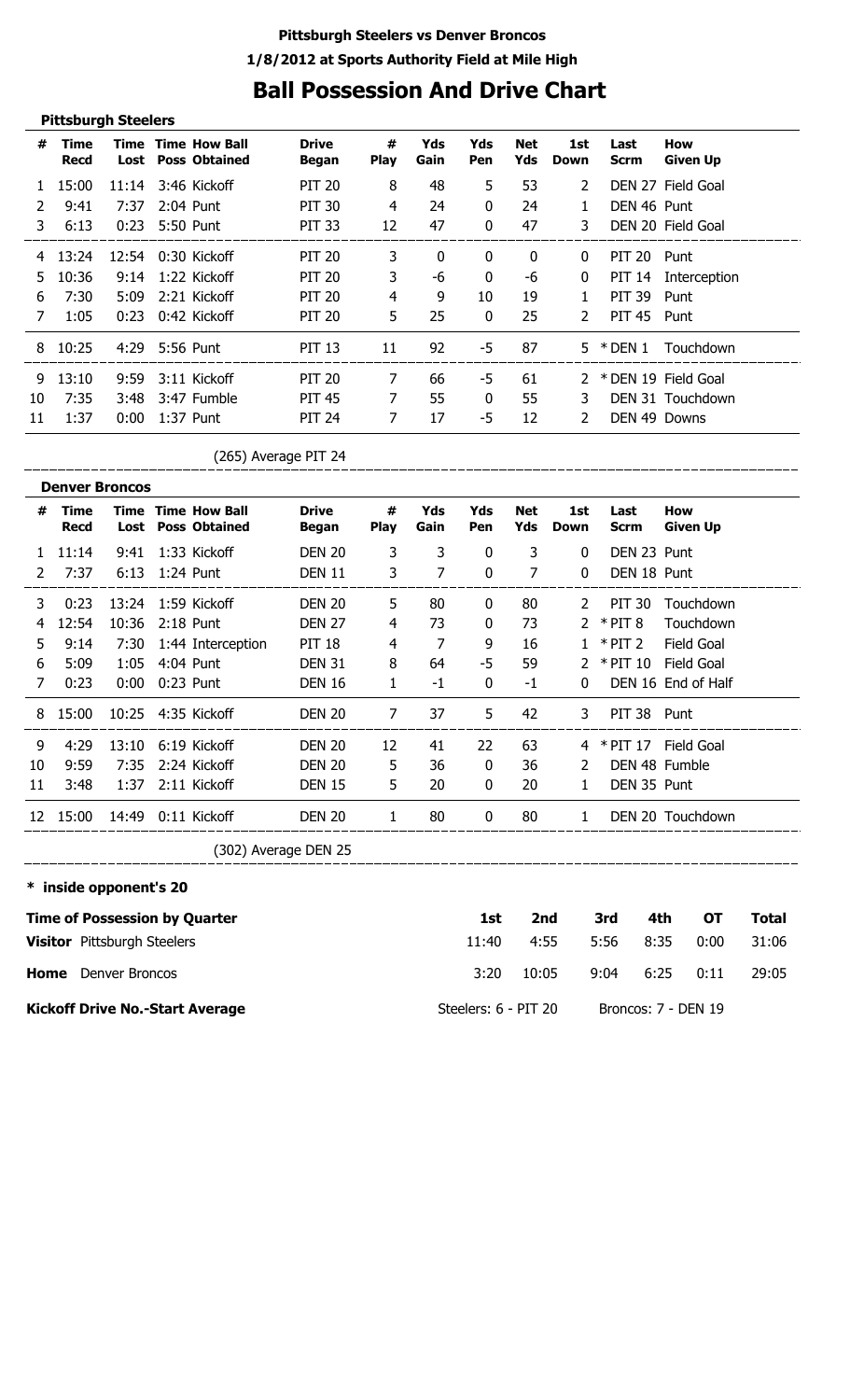**Pittsburgh Steelers vs Denver Broncos**

**1/8/2012 at Sports Authority Field at Mile High**

# Ball Possession And Drive Chart

### Pittsburgh Steelers

| # | Time Recd | Time Lost | Time Poss | How Ball Obtained | Drive Began | # Play | Yds Gain | Yds Pen | Net Yds | 1st Down | Last Scrm | How Given Up |
|---|---|---|---|---|---|---|---|---|---|---|---|---|
| 1 | 15:00 | 11:14 | 3:46 | Kickoff | PIT 20 | 8 | 48 | 5 | 53 | 2 | DEN 27 | Field Goal |
| 2 | 9:41 | 7:37 | 2:04 | Punt | PIT 30 | 4 | 24 | 0 | 24 | 1 | DEN 46 | Punt |
| 3 | 6:13 | 0:23 | 5:50 | Punt | PIT 33 | 12 | 47 | 0 | 47 | 3 | DEN 20 | Field Goal |
| 4 | 13:24 | 12:54 | 0:30 | Kickoff | PIT 20 | 3 | 0 | 0 | 0 | 0 | PIT 20 | Punt |
| 5 | 10:36 | 9:14 | 1:22 | Kickoff | PIT 20 | 3 | -6 | 0 | -6 | 0 | PIT 14 | Interception |
| 6 | 7:30 | 5:09 | 2:21 | Kickoff | PIT 20 | 4 | 9 | 10 | 19 | 1 | PIT 39 | Punt |
| 7 | 1:05 | 0:23 | 0:42 | Kickoff | PIT 20 | 5 | 25 | 0 | 25 | 2 | PIT 45 | Punt |
| 8 | 10:25 | 4:29 | 5:56 | Punt | PIT 13 | 11 | 92 | -5 | 87 | 5 | * DEN 1 | Touchdown |
| 9 | 13:10 | 9:59 | 3:11 | Kickoff | PIT 20 | 7 | 66 | -5 | 61 | 2 | * DEN 19 | Field Goal |
| 10 | 7:35 | 3:48 | 3:47 | Fumble | PIT 45 | 7 | 55 | 0 | 55 | 3 | DEN 31 | Touchdown |
| 11 | 1:37 | 0:00 | 1:37 | Punt | PIT 24 | 7 | 17 | -5 | 12 | 2 | DEN 49 | Downs |

(265) Average PIT 24

### Denver Broncos

| # | Time Recd | Time Lost | Time Poss | How Ball Obtained | Drive Began | # Play | Yds Gain | Yds Pen | Net Yds | 1st Down | Last Scrm | How Given Up |
|---|---|---|---|---|---|---|---|---|---|---|---|---|
| 1 | 11:14 | 9:41 | 1:33 | Kickoff | DEN 20 | 3 | 3 | 0 | 3 | 0 | DEN 23 | Punt |
| 2 | 7:37 | 6:13 | 1:24 | Punt | DEN 11 | 3 | 7 | 0 | 7 | 0 | DEN 18 | Punt |
| 3 | 0:23 | 13:24 | 1:59 | Kickoff | DEN 20 | 5 | 80 | 0 | 80 | 2 | PIT 30 | Touchdown |
| 4 | 12:54 | 10:36 | 2:18 | Punt | DEN 27 | 4 | 73 | 0 | 73 | 2 | * PIT 8 | Touchdown |
| 5 | 9:14 | 7:30 | 1:44 | Interception | PIT 18 | 4 | 7 | 9 | 16 | 1 | * PIT 2 | Field Goal |
| 6 | 5:09 | 1:05 | 4:04 | Punt | DEN 31 | 8 | 64 | -5 | 59 | 2 | * PIT 10 | Field Goal |
| 7 | 0:23 | 0:00 | 0:23 | Punt | DEN 16 | 1 | -1 | 0 | -1 | 0 | DEN 16 | End of Half |
| 8 | 15:00 | 10:25 | 4:35 | Kickoff | DEN 20 | 7 | 37 | 5 | 42 | 3 | PIT 38 | Punt |
| 9 | 4:29 | 13:10 | 6:19 | Kickoff | DEN 20 | 12 | 41 | 22 | 63 | 4 | * PIT 17 | Field Goal |
| 10 | 9:59 | 7:35 | 2:24 | Kickoff | DEN 20 | 5 | 36 | 0 | 36 | 2 | DEN 48 | Fumble |
| 11 | 3:48 | 1:37 | 2:11 | Kickoff | DEN 15 | 5 | 20 | 0 | 20 | 1 | DEN 35 | Punt |
| 12 | 15:00 | 14:49 | 0:11 | Kickoff | DEN 20 | 1 | 80 | 0 | 80 | 1 | DEN 20 | Touchdown |

(302) Average DEN 25

\* inside opponent's 20

| Time of Possession by Quarter | 1st | 2nd | 3rd | 4th | OT | Total |
|---|---|---|---|---|---|---|
| **Visitor** Pittsburgh Steelers | 11:40 | 4:55 | 5:56 | 8:35 | 0:00 | 31:06 |
| **Home** Denver Broncos | 3:20 | 10:05 | 9:04 | 6:25 | 0:11 | 29:05 |

**Kickoff Drive No.-Start Average** Steelers: 6 - PIT 20 Broncos: 7 - DEN 19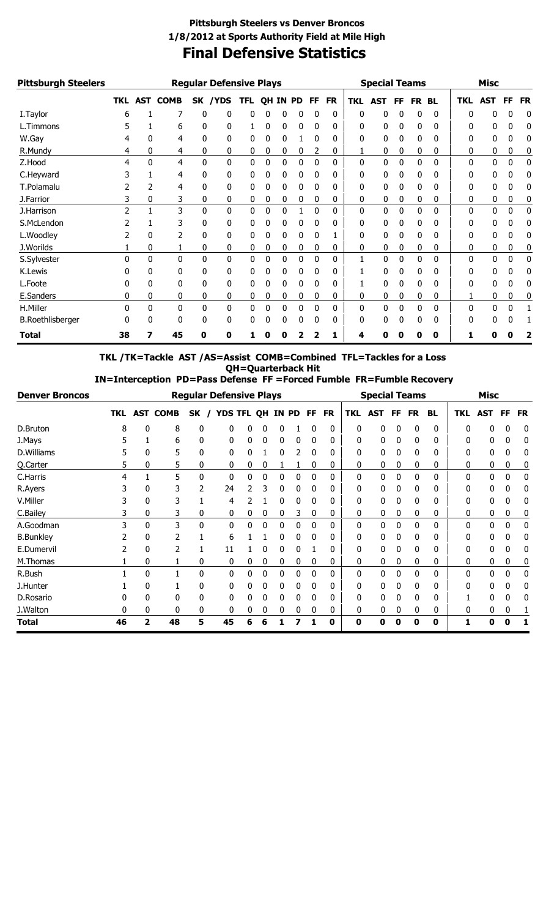# Pittsburgh Steelers vs Denver Broncos

**1/8/2012 at Sports Authority Field at Mile High**

## Final Defensive Statistics

| Pittsburgh Steelers | Regular Defensive Plays | | | | | | | | | | | Special Teams | | | | | Misc | | | |
|---|---|---|---|---|---|---|---|---|---|---|---|---|---|---|---|---|---|---|---|---|
| | TKL | AST | COMB | SK | /YDS | TFL | QH | IN | PD | FF | FR | TKL | AST | FF | FR | BL | TKL | AST | FF | FR |
| I.Taylor | 6 | 1 | 7 | 0 | 0 | 0 | 0 | 0 | 0 | 0 | 0 | 0 | 0 | 0 | 0 | 0 | 0 | 0 | 0 | 0 |
| L.Timmons | 5 | 1 | 6 | 0 | 0 | 1 | 0 | 0 | 0 | 0 | 0 | 0 | 0 | 0 | 0 | 0 | 0 | 0 | 0 | 0 |
| W.Gay | 4 | 0 | 4 | 0 | 0 | 0 | 0 | 0 | 1 | 0 | 0 | 0 | 0 | 0 | 0 | 0 | 0 | 0 | 0 | 0 |
| R.Mundy | 4 | 0 | 4 | 0 | 0 | 0 | 0 | 0 | 0 | 2 | 0 | 1 | 0 | 0 | 0 | 0 | 0 | 0 | 0 | 0 |
| Z.Hood | 4 | 0 | 4 | 0 | 0 | 0 | 0 | 0 | 0 | 0 | 0 | 0 | 0 | 0 | 0 | 0 | 0 | 0 | 0 | 0 |
| C.Heyward | 3 | 1 | 4 | 0 | 0 | 0 | 0 | 0 | 0 | 0 | 0 | 0 | 0 | 0 | 0 | 0 | 0 | 0 | 0 | 0 |
| T.Polamalu | 2 | 2 | 4 | 0 | 0 | 0 | 0 | 0 | 0 | 0 | 0 | 0 | 0 | 0 | 0 | 0 | 0 | 0 | 0 | 0 |
| J.Farrior | 3 | 0 | 3 | 0 | 0 | 0 | 0 | 0 | 0 | 0 | 0 | 0 | 0 | 0 | 0 | 0 | 0 | 0 | 0 | 0 |
| J.Harrison | 2 | 1 | 3 | 0 | 0 | 0 | 0 | 0 | 1 | 0 | 0 | 0 | 0 | 0 | 0 | 0 | 0 | 0 | 0 | 0 |
| S.McLendon | 2 | 1 | 3 | 0 | 0 | 0 | 0 | 0 | 0 | 0 | 0 | 0 | 0 | 0 | 0 | 0 | 0 | 0 | 0 | 0 |
| L.Woodley | 2 | 0 | 2 | 0 | 0 | 0 | 0 | 0 | 0 | 0 | 1 | 0 | 0 | 0 | 0 | 0 | 0 | 0 | 0 | 0 |
| J.Worilds | 1 | 0 | 1 | 0 | 0 | 0 | 0 | 0 | 0 | 0 | 0 | 0 | 0 | 0 | 0 | 0 | 0 | 0 | 0 | 0 |
| S.Sylvester | 0 | 0 | 0 | 0 | 0 | 0 | 0 | 0 | 0 | 0 | 0 | 1 | 0 | 0 | 0 | 0 | 0 | 0 | 0 | 0 |
| K.Lewis | 0 | 0 | 0 | 0 | 0 | 0 | 0 | 0 | 0 | 0 | 0 | 1 | 0 | 0 | 0 | 0 | 0 | 0 | 0 | 0 |
| L.Foote | 0 | 0 | 0 | 0 | 0 | 0 | 0 | 0 | 0 | 0 | 0 | 1 | 0 | 0 | 0 | 0 | 0 | 0 | 0 | 0 |
| E.Sanders | 0 | 0 | 0 | 0 | 0 | 0 | 0 | 0 | 0 | 0 | 0 | 0 | 0 | 0 | 0 | 0 | 1 | 0 | 0 | 0 |
| H.Miller | 0 | 0 | 0 | 0 | 0 | 0 | 0 | 0 | 0 | 0 | 0 | 0 | 0 | 0 | 0 | 0 | 0 | 0 | 0 | 1 |
| B.Roethlisberger | 0 | 0 | 0 | 0 | 0 | 0 | 0 | 0 | 0 | 0 | 0 | 0 | 0 | 0 | 0 | 0 | 0 | 0 | 0 | 1 |
| **Total** | **38** | **7** | **45** | **0** | **0** | **1** | **0** | **0** | **2** | **2** | **1** | **4** | **0** | **0** | **0** | **0** | **1** | **0** | **0** | **2** |

**TKL /TK=Tackle AST /AS=Assist COMB=Combined TFL=Tackles for a Loss QH=Quarterback Hit IN=Interception PD=Pass Defense FF =Forced Fumble FR=Fumble Recovery**

| Denver Broncos | Regular Defensive Plays | | | | | | | | | | | Special Teams | | | | | Misc | | | |
|---|---|---|---|---|---|---|---|---|---|---|---|---|---|---|---|---|---|---|---|---|
| | TKL | AST | COMB | SK / | YDS | TFL | QH | IN | PD | FF | FR | TKL | AST | FF | FR | BL | TKL | AST | FF | FR |
| D.Bruton | 8 | 0 | 8 | 0 | 0 | 0 | 0 | 0 | 1 | 0 | 0 | 0 | 0 | 0 | 0 | 0 | 0 | 0 | 0 | 0 |
| J.Mays | 5 | 1 | 6 | 0 | 0 | 0 | 0 | 0 | 0 | 0 | 0 | 0 | 0 | 0 | 0 | 0 | 0 | 0 | 0 | 0 |
| D.Williams | 5 | 0 | 5 | 0 | 0 | 0 | 1 | 0 | 2 | 0 | 0 | 0 | 0 | 0 | 0 | 0 | 0 | 0 | 0 | 0 |
| Q.Carter | 5 | 0 | 5 | 0 | 0 | 0 | 0 | 1 | 1 | 0 | 0 | 0 | 0 | 0 | 0 | 0 | 0 | 0 | 0 | 0 |
| C.Harris | 4 | 1 | 5 | 0 | 0 | 0 | 0 | 0 | 0 | 0 | 0 | 0 | 0 | 0 | 0 | 0 | 0 | 0 | 0 | 0 |
| R.Ayers | 3 | 0 | 3 | 2 | 24 | 2 | 3 | 0 | 0 | 0 | 0 | 0 | 0 | 0 | 0 | 0 | 0 | 0 | 0 | 0 |
| V.Miller | 3 | 0 | 3 | 1 | 4 | 2 | 1 | 0 | 0 | 0 | 0 | 0 | 0 | 0 | 0 | 0 | 0 | 0 | 0 | 0 |
| C.Bailey | 3 | 0 | 3 | 0 | 0 | 0 | 0 | 0 | 3 | 0 | 0 | 0 | 0 | 0 | 0 | 0 | 0 | 0 | 0 | 0 |
| A.Goodman | 3 | 0 | 3 | 0 | 0 | 0 | 0 | 0 | 0 | 0 | 0 | 0 | 0 | 0 | 0 | 0 | 0 | 0 | 0 | 0 |
| B.Bunkley | 2 | 0 | 2 | 1 | 6 | 1 | 1 | 0 | 0 | 0 | 0 | 0 | 0 | 0 | 0 | 0 | 0 | 0 | 0 | 0 |
| E.Dumervil | 2 | 0 | 2 | 1 | 11 | 1 | 0 | 0 | 0 | 1 | 0 | 0 | 0 | 0 | 0 | 0 | 0 | 0 | 0 | 0 |
| M.Thomas | 1 | 0 | 1 | 0 | 0 | 0 | 0 | 0 | 0 | 0 | 0 | 0 | 0 | 0 | 0 | 0 | 0 | 0 | 0 | 0 |
| R.Bush | 1 | 0 | 1 | 0 | 0 | 0 | 0 | 0 | 0 | 0 | 0 | 0 | 0 | 0 | 0 | 0 | 0 | 0 | 0 | 0 |
| J.Hunter | 1 | 0 | 1 | 0 | 0 | 0 | 0 | 0 | 0 | 0 | 0 | 0 | 0 | 0 | 0 | 0 | 0 | 0 | 0 | 0 |
| D.Rosario | 0 | 0 | 0 | 0 | 0 | 0 | 0 | 0 | 0 | 0 | 0 | 0 | 0 | 0 | 0 | 0 | 1 | 0 | 0 | 0 |
| J.Walton | 0 | 0 | 0 | 0 | 0 | 0 | 0 | 0 | 0 | 0 | 0 | 0 | 0 | 0 | 0 | 0 | 0 | 0 | 0 | 1 |
| **Total** | **46** | **2** | **48** | **5** | **45** | **6** | **6** | **1** | **7** | **1** | **0** | **0** | **0** | **0** | **0** | **0** | **1** | **0** | **0** | **1** |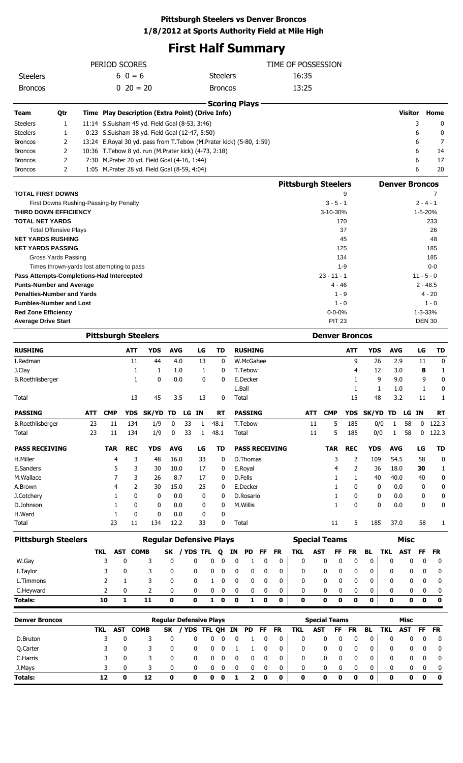# Pittsburgh Steelers vs Denver Broncos

**1/8/2012 at Sports Authority Field at Mile High**

## First Half Summary

| PERIOD SCORES | | | TIME OF POSSESSION |
|---|---|---|---|
| Steelers | 6 0 = 6 | Steelers | 16:35 |
| Broncos | 0 20 = 20 | Broncos | 13:25 |

### Scoring Plays

| Team | Qtr | Time | Play Description (Extra Point) (Drive Info) | Visitor | Home |
|---|---|---|---|---|---|
| Steelers | 1 | 11:14 | S.Suisham 45 yd. Field Goal (8-53, 3:46) | 3 | 0 |
| Steelers | 1 | 0:23 | S.Suisham 38 yd. Field Goal (12-47, 5:50) | 6 | 0 |
| Broncos | 2 | 13:24 | E.Royal 30 yd. pass from T.Tebow (M.Prater kick) (5-80, 1:59) | 6 | 7 |
| Broncos | 2 | 10:36 | T.Tebow 8 yd. run (M.Prater kick) (4-73, 2:18) | 6 | 14 |
| Broncos | 2 | 7:30 | M.Prater 20 yd. Field Goal (4-16, 1:44) | 6 | 17 |
| Broncos | 2 | 1:05 | M.Prater 28 yd. Field Goal (8-59, 4:04) | 6 | 20 |

| | Pittsburgh Steelers | Denver Broncos |
|---|---|---|
| **TOTAL FIRST DOWNS** | 9 | 7 |
| First Downs Rushing-Passing-by Penalty | 3 - 5 - 1 | 2 - 4 - 1 |
| **THIRD DOWN EFFICIENCY** | 3-10-30% | 1-5-20% |
| **TOTAL NET YARDS** | 170 | 233 |
| Total Offensive Plays | 37 | 26 |
| **NET YARDS RUSHING** | 45 | 48 |
| **NET YARDS PASSING** | 125 | 185 |
| Gross Yards Passing | 134 | 185 |
| Times thrown-yards lost attempting to pass | 1-9 | 0-0 |
| **Pass Attempts-Completions-Had Intercepted** | 23 - 11 - 1 | 11 - 5 - 0 |
| **Punts-Number and Average** | 4 - 46 | 2 - 48.5 |
| **Penalties-Number and Yards** | 1 - 9 | 4 - 20 |
| **Fumbles-Number and Lost** | 1 - 0 | 1 - 0 |
| **Red Zone Efficiency** | 0-0-0% | 1-3-33% |
| **Average Drive Start** | PIT 23 | DEN 30 |

### Pittsburgh Steelers

| RUSHING | ATT | YDS | AVG | LG | TD |
|---|---|---|---|---|---|
| I.Redman | 11 | 44 | 4.0 | 13 | 0 |
| J.Clay | 1 | 1 | 1.0 | 1 | 0 |
| B.Roethlisberger | 1 | 0 | 0.0 | 0 | 0 |
| Total | 13 | 45 | 3.5 | 13 | 0 |

| PASSING | ATT | CMP | YDS | SK/YD | TD | LG | IN | RT |
|---|---|---|---|---|---|---|---|---|
| B.Roethlisberger | 23 | 11 | 134 | 1/9 | 0 | 33 | 1 | 48.1 |
| Total | 23 | 11 | 134 | 1/9 | 0 | 33 | 1 | 48.1 |

| PASS RECEIVING | TAR | REC | YDS | AVG | LG | TD |
|---|---|---|---|---|---|---|
| H.Miller | 4 | 3 | 48 | 16.0 | 33 | 0 |
| E.Sanders | 5 | 3 | 30 | 10.0 | 17 | 0 |
| M.Wallace | 7 | 3 | 26 | 8.7 | 17 | 0 |
| A.Brown | 4 | 2 | 30 | 15.0 | 25 | 0 |
| J.Cotchery | 1 | 0 | 0 | 0.0 | 0 | 0 |
| D.Johnson | 1 | 0 | 0 | 0.0 | 0 | 0 |
| H.Ward | 1 | 0 | 0 | 0.0 | 0 | 0 |
| Total | 23 | 11 | 134 | 12.2 | 33 | 0 |

### Denver Broncos

| RUSHING | ATT | YDS | AVG | LG | TD |
|---|---|---|---|---|---|
| W.McGahee | 9 | 26 | 2.9 | 11 | 0 |
| T.Tebow | 4 | 12 | 3.0 | **8** | 1 |
| E.Decker | 1 | 9 | 9.0 | 9 | 0 |
| L.Ball | 1 | 1 | 1.0 | 1 | 0 |
| Total | 15 | 48 | 3.2 | 11 | 1 |

| PASSING | ATT | CMP | YDS | SK/YD | TD | LG | IN | RT |
|---|---|---|---|---|---|---|---|---|
| T.Tebow | 11 | 5 | 185 | 0/0 | 1 | 58 | 0 | 122.3 |
| Total | 11 | 5 | 185 | 0/0 | 1 | 58 | 0 | 122.3 |

| PASS RECEIVING | TAR | REC | YDS | AVG | LG | TD |
|---|---|---|---|---|---|---|
| D.Thomas | 3 | 2 | 109 | 54.5 | 58 | 0 |
| E.Royal | 4 | 2 | 36 | 18.0 | **30** | 1 |
| D.Fells | 1 | 1 | 40 | 40.0 | 40 | 0 |
| E.Decker | 1 | 0 | 0 | 0.0 | 0 | 0 |
| D.Rosario | 1 | 0 | 0 | 0.0 | 0 | 0 |
| M.Willis | 1 | 0 | 0 | 0.0 | 0 | 0 |
| Total | 11 | 5 | 185 | 37.0 | 58 | 1 |

### Pittsburgh Steelers — Defense

| Player | TKL | AST | COMB | SK / YDS | TFL | Q | IN | PD | FF | FR | ST TKL | ST AST | ST FF | ST FR | BL | Misc TKL | Misc AST | Misc FF | Misc FR |
|---|---|---|---|---|---|---|---|---|---|---|---|---|---|---|---|---|---|---|---|
| W.Gay | 3 | 0 | 3 | 0 / 0 | 0 | 0 | 0 | 1 | 0 | 0 | 0 | 0 | 0 | 0 | 0 | 0 | 0 | 0 | 0 |
| I.Taylor | 3 | 0 | 3 | 0 / 0 | 0 | 0 | 0 | 0 | 0 | 0 | 0 | 0 | 0 | 0 | 0 | 0 | 0 | 0 | 0 |
| L.Timmons | 2 | 1 | 3 | 0 / 0 | 1 | 0 | 0 | 0 | 0 | 0 | 0 | 0 | 0 | 0 | 0 | 0 | 0 | 0 | 0 |
| C.Heyward | 2 | 0 | 2 | 0 / 0 | 0 | 0 | 0 | 0 | 0 | 0 | 0 | 0 | 0 | 0 | 0 | 0 | 0 | 0 | 0 |
| **Totals:** | **10** | **1** | **11** | **0 / 0** | **1** | **0** | **0** | **1** | **0** | **0** | **0** | **0** | **0** | **0** | **0** | **0** | **0** | **0** | **0** |

### Denver Broncos — Defense

| Player | TKL | AST | COMB | SK / YDS | TFL | QH | IN | PD | FF | FR | ST TKL | ST AST | ST FF | ST FR | BL | Misc TKL | Misc AST | Misc FF | Misc FR |
|---|---|---|---|---|---|---|---|---|---|---|---|---|---|---|---|---|---|---|---|
| D.Bruton | 3 | 0 | 3 | 0 / 0 | 0 | 0 | 0 | 1 | 0 | 0 | 0 | 0 | 0 | 0 | 0 | 0 | 0 | 0 | 0 |
| Q.Carter | 3 | 0 | 3 | 0 / 0 | 0 | 0 | 1 | 1 | 0 | 0 | 0 | 0 | 0 | 0 | 0 | 0 | 0 | 0 | 0 |
| C.Harris | 3 | 0 | 3 | 0 / 0 | 0 | 0 | 0 | 0 | 0 | 0 | 0 | 0 | 0 | 0 | 0 | 0 | 0 | 0 | 0 |
| J.Mays | 3 | 0 | 3 | 0 / 0 | 0 | 0 | 0 | 0 | 0 | 0 | 0 | 0 | 0 | 0 | 0 | 0 | 0 | 0 | 0 |
| **Totals:** | **12** | **0** | **12** | **0 / 0** | **0** | **0** | **1** | **2** | **0** | **0** | **0** | **0** | **0** | **0** | **0** | **0** | **0** | **0** | **0** |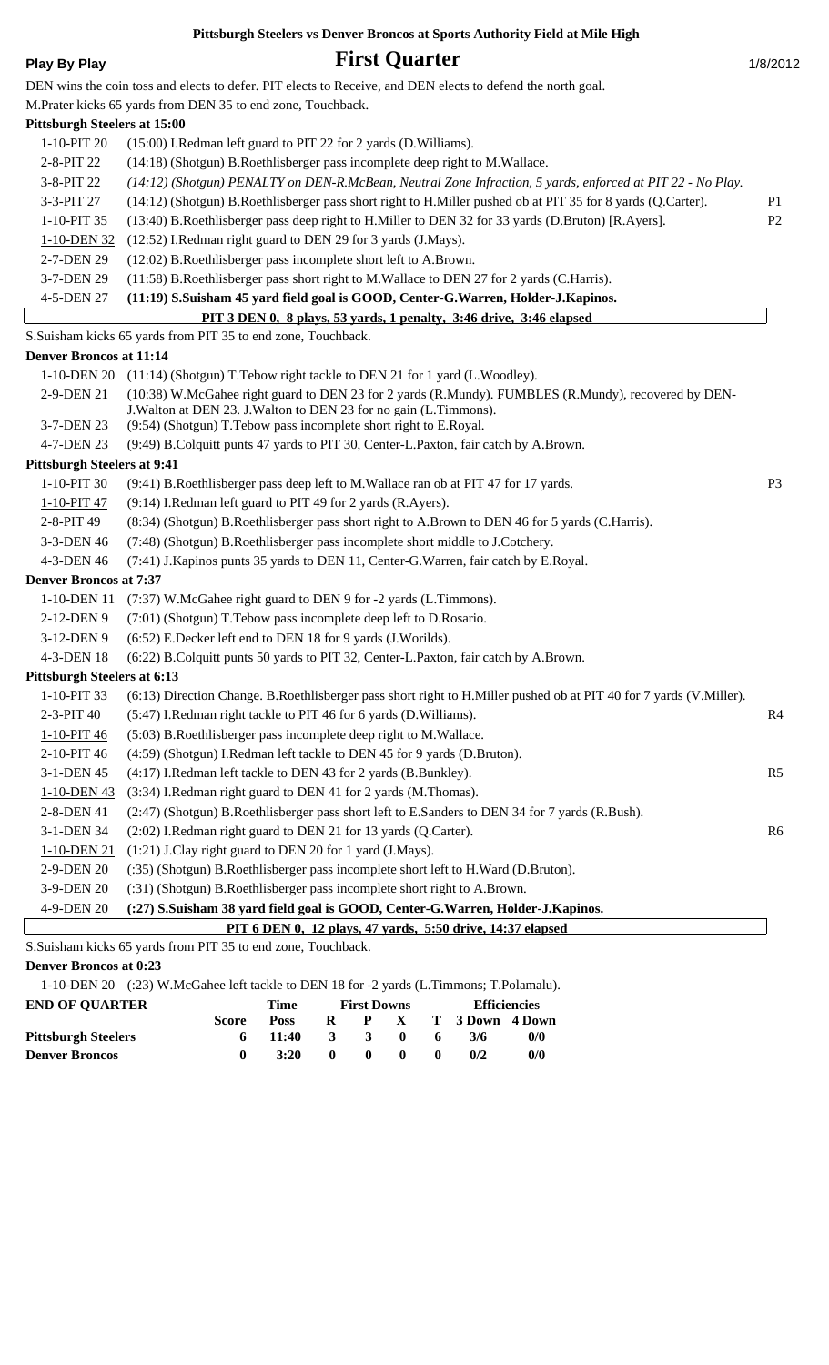**Pittsburgh Steelers vs Denver Broncos at Sports Authority Field at Mile High**

# First Quarter

**Play By Play** 1/8/2012

DEN wins the coin toss and elects to defer. PIT elects to Receive, and DEN elects to defend the north goal.

M.Prater kicks 65 yards from DEN 35 to end zone, Touchback.

**Pittsburgh Steelers at 15:00**

| | | |
|---|---|---|
| 1-10-PIT 20 | (15:00) I.Redman left guard to PIT 22 for 2 yards (D.Williams). | |
| 2-8-PIT 22 | (14:18) (Shotgun) B.Roethlisberger pass incomplete deep right to M.Wallace. | |
| 3-8-PIT 22 | *(14:12) (Shotgun) PENALTY on DEN-R.McBean, Neutral Zone Infraction, 5 yards, enforced at PIT 22 - No Play.* | |
| 3-3-PIT 27 | (14:12) (Shotgun) B.Roethlisberger pass short right to H.Miller pushed ob at PIT 35 for 8 yards (Q.Carter). | P1 |
| 1-10-PIT 35 | (13:40) B.Roethlisberger pass deep right to H.Miller to DEN 32 for 33 yards (D.Bruton) [R.Ayers]. | P2 |
| 1-10-DEN 32 | (12:52) I.Redman right guard to DEN 29 for 3 yards (J.Mays). | |
| 2-7-DEN 29 | (12:02) B.Roethlisberger pass incomplete short left to A.Brown. | |
| 3-7-DEN 29 | (11:58) B.Roethlisberger pass short right to M.Wallace to DEN 27 for 2 yards (C.Harris). | |
| 4-5-DEN 27 | **(11:19) S.Suisham 45 yard field goal is GOOD, Center-G.Warren, Holder-J.Kapinos.** | |

**PIT 3 DEN 0, 8 plays, 53 yards, 1 penalty, 3:46 drive, 3:46 elapsed**

S.Suisham kicks 65 yards from PIT 35 to end zone, Touchback.

**Denver Broncos at 11:14**

| | | |
|---|---|---|
| 1-10-DEN 20 | (11:14) (Shotgun) T.Tebow right tackle to DEN 21 for 1 yard (L.Woodley). | |
| 2-9-DEN 21 | (10:38) W.McGahee right guard to DEN 23 for 2 yards (R.Mundy). FUMBLES (R.Mundy), recovered by DEN-J.Walton at DEN 23. J.Walton to DEN 23 for no gain (L.Timmons). | |
| 3-7-DEN 23 | (9:54) (Shotgun) T.Tebow pass incomplete short right to E.Royal. | |
| 4-7-DEN 23 | (9:49) B.Colquitt punts 47 yards to PIT 30, Center-L.Paxton, fair catch by A.Brown. | |

**Pittsburgh Steelers at 9:41**

| | | |
|---|---|---|
| 1-10-PIT 30 | (9:41) B.Roethlisberger pass deep left to M.Wallace ran ob at PIT 47 for 17 yards. | P3 |
| 1-10-PIT 47 | (9:14) I.Redman left guard to PIT 49 for 2 yards (R.Ayers). | |
| 2-8-PIT 49 | (8:34) (Shotgun) B.Roethlisberger pass short right to A.Brown to DEN 46 for 5 yards (C.Harris). | |
| 3-3-DEN 46 | (7:48) (Shotgun) B.Roethlisberger pass incomplete short middle to J.Cotchery. | |
| 4-3-DEN 46 | (7:41) J.Kapinos punts 35 yards to DEN 11, Center-G.Warren, fair catch by E.Royal. | |

**Denver Broncos at 7:37**

| | | |
|---|---|---|
| 1-10-DEN 11 | (7:37) W.McGahee right guard to DEN 9 for -2 yards (L.Timmons). | |
| 2-12-DEN 9 | (7:01) (Shotgun) T.Tebow pass incomplete deep left to D.Rosario. | |
| 3-12-DEN 9 | (6:52) E.Decker left end to DEN 18 for 9 yards (J.Worilds). | |
| 4-3-DEN 18 | (6:22) B.Colquitt punts 50 yards to PIT 32, Center-L.Paxton, fair catch by A.Brown. | |

**Pittsburgh Steelers at 6:13**

| | | |
|---|---|---|
| 1-10-PIT 33 | (6:13) Direction Change. B.Roethlisberger pass short right to H.Miller pushed ob at PIT 40 for 7 yards (V.Miller). | |
| 2-3-PIT 40 | (5:47) I.Redman right tackle to PIT 46 for 6 yards (D.Williams). | R4 |
| 1-10-PIT 46 | (5:03) B.Roethlisberger pass incomplete deep right to M.Wallace. | |
| 2-10-PIT 46 | (4:59) (Shotgun) I.Redman left tackle to DEN 45 for 9 yards (D.Bruton). | |
| 3-1-DEN 45 | (4:17) I.Redman left tackle to DEN 43 for 2 yards (B.Bunkley). | R5 |
| 1-10-DEN 43 | (3:34) I.Redman right guard to DEN 41 for 2 yards (M.Thomas). | |
| 2-8-DEN 41 | (2:47) (Shotgun) B.Roethlisberger pass short left to E.Sanders to DEN 34 for 7 yards (R.Bush). | |
| 3-1-DEN 34 | (2:02) I.Redman right guard to DEN 21 for 13 yards (Q.Carter). | R6 |
| 1-10-DEN 21 | (1:21) J.Clay right guard to DEN 20 for 1 yard (J.Mays). | |
| 2-9-DEN 20 | (:35) (Shotgun) B.Roethlisberger pass incomplete short left to H.Ward (D.Bruton). | |
| 3-9-DEN 20 | (:31) (Shotgun) B.Roethlisberger pass incomplete short right to A.Brown. | |
| 4-9-DEN 20 | **(:27) S.Suisham 38 yard field goal is GOOD, Center-G.Warren, Holder-J.Kapinos.** | |

**PIT 6 DEN 0, 12 plays, 47 yards, 5:50 drive, 14:37 elapsed**

S.Suisham kicks 65 yards from PIT 35 to end zone, Touchback.

**Denver Broncos at 0:23**

| | |
|---|---|
| 1-10-DEN 20 | (:23) W.McGahee left tackle to DEN 18 for -2 yards (L.Timmons; T.Polamalu). |

| END OF QUARTER | Score | Time Poss | First Downs R | P | X | T | Efficiencies 3 Down | 4 Down |
|---|---|---|---|---|---|---|---|---|
| **Pittsburgh Steelers** | 6 | 11:40 | 3 | 3 | 0 | 6 | 3/6 | 0/0 |
| **Denver Broncos** | 0 | 3:20 | 0 | 0 | 0 | 0 | 0/2 | 0/0 |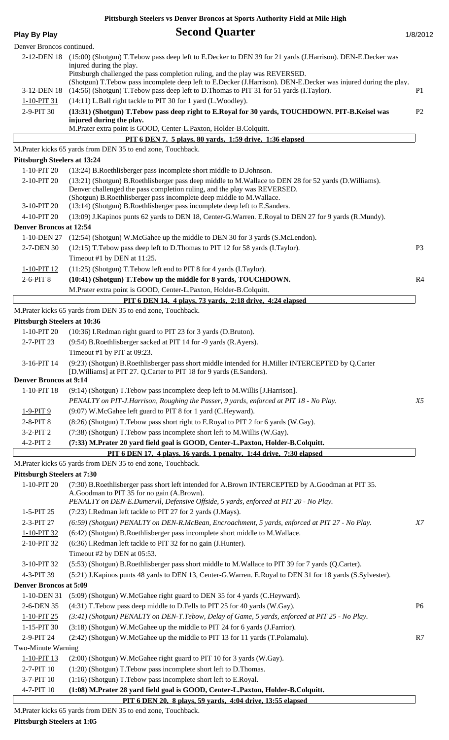**Pittsburgh Steelers vs Denver Broncos at Sports Authority Field at Mile High**

**Play By Play** — **Second Quarter** — 1/8/2012

Denver Broncos continued.

| Down | Play | |
|---|---|---|
| 2-12-DEN 18 | (15:00) (Shotgun) T.Tebow pass deep left to E.Decker to DEN 39 for 21 yards (J.Harrison). DEN-E.Decker was injured during the play. Pittsburgh challenged the pass completion ruling, and the play was REVERSED. (Shotgun) T.Tebow pass incomplete deep left to E.Decker (J.Harrison). DEN-E.Decker was injured during the play. | |
| 3-12-DEN 18 | (14:56) (Shotgun) T.Tebow pass deep left to D.Thomas to PIT 31 for 51 yards (I.Taylor). | P1 |
| 1-10-PIT 31 | (14:11) L.Ball right tackle to PIT 30 for 1 yard (L.Woodley). | |
| 2-9-PIT 30 | **(13:31) (Shotgun) T.Tebow pass deep right to E.Royal for 30 yards, TOUCHDOWN. PIT-B.Keisel was injured during the play.** M.Prater extra point is GOOD, Center-L.Paxton, Holder-B.Colquitt. | P2 |

**PIT 6 DEN 7, 5 plays, 80 yards, 1:59 drive, 1:36 elapsed**

M.Prater kicks 65 yards from DEN 35 to end zone, Touchback.

**Pittsburgh Steelers at 13:24**

| Down | Play | |
|---|---|---|
| 1-10-PIT 20 | (13:24) B.Roethlisberger pass incomplete short middle to D.Johnson. | |
| 2-10-PIT 20 | (13:21) (Shotgun) B.Roethlisberger pass deep middle to M.Wallace to DEN 28 for 52 yards (D.Williams). Denver challenged the pass completion ruling, and the play was REVERSED. (Shotgun) B.Roethlisberger pass incomplete deep middle to M.Wallace. | |
| 3-10-PIT 20 | (13:14) (Shotgun) B.Roethlisberger pass incomplete deep left to E.Sanders. | |
| 4-10-PIT 20 | (13:09) J.Kapinos punts 62 yards to DEN 18, Center-G.Warren. E.Royal to DEN 27 for 9 yards (R.Mundy). | |

**Denver Broncos at 12:54**

| Down | Play | |
|---|---|---|
| 1-10-DEN 27 | (12:54) (Shotgun) W.McGahee up the middle to DEN 30 for 3 yards (S.McLendon). | |
| 2-7-DEN 30 | (12:15) T.Tebow pass deep left to D.Thomas to PIT 12 for 58 yards (I.Taylor). | P3 |
| | Timeout #1 by DEN at 11:25. | |
| 1-10-PIT 12 | (11:25) (Shotgun) T.Tebow left end to PIT 8 for 4 yards (I.Taylor). | |
| 2-6-PIT 8 | **(10:41) (Shotgun) T.Tebow up the middle for 8 yards, TOUCHDOWN.** | R4 |
| | M.Prater extra point is GOOD, Center-L.Paxton, Holder-B.Colquitt. | |

**PIT 6 DEN 14, 4 plays, 73 yards, 2:18 drive, 4:24 elapsed**

M.Prater kicks 65 yards from DEN 35 to end zone, Touchback.

**Pittsburgh Steelers at 10:36**

| Down | Play | |
|---|---|---|
| 1-10-PIT 20 | (10:36) I.Redman right guard to PIT 23 for 3 yards (D.Bruton). | |
| 2-7-PIT 23 | (9:54) B.Roethlisberger sacked at PIT 14 for -9 yards (R.Ayers). | |
| | Timeout #1 by PIT at 09:23. | |
| 3-16-PIT 14 | (9:23) (Shotgun) B.Roethlisberger pass short middle intended for H.Miller INTERCEPTED by Q.Carter [D.Williams] at PIT 27. Q.Carter to PIT 18 for 9 yards (E.Sanders). | |

**Denver Broncos at 9:14**

| Down | Play | |
|---|---|---|
| 1-10-PIT 18 | (9:14) (Shotgun) T.Tebow pass incomplete deep left to M.Willis [J.Harrison]. *PENALTY on PIT-J.Harrison, Roughing the Passer, 9 yards, enforced at PIT 18 - No Play.* | *X5* |
| 1-9-PIT 9 | (9:07) W.McGahee left guard to PIT 8 for 1 yard (C.Heyward). | |
| 2-8-PIT 8 | (8:26) (Shotgun) T.Tebow pass short right to E.Royal to PIT 2 for 6 yards (W.Gay). | |
| 3-2-PIT 2 | (7:38) (Shotgun) T.Tebow pass incomplete short left to M.Willis (W.Gay). | |
| 4-2-PIT 2 | **(7:33) M.Prater 20 yard field goal is GOOD, Center-L.Paxton, Holder-B.Colquitt.** | |

**PIT 6 DEN 17, 4 plays, 16 yards, 1 penalty, 1:44 drive, 7:30 elapsed**

M.Prater kicks 65 yards from DEN 35 to end zone, Touchback.

**Pittsburgh Steelers at 7:30**

| Down | Play | |
|---|---|---|
| 1-10-PIT 20 | (7:30) B.Roethlisberger pass short left intended for A.Brown INTERCEPTED by A.Goodman at PIT 35. A.Goodman to PIT 35 for no gain (A.Brown). *PENALTY on DEN-E.Dumervil, Defensive Offside, 5 yards, enforced at PIT 20 - No Play.* | |
| 1-5-PIT 25 | (7:23) I.Redman left tackle to PIT 27 for 2 yards (J.Mays). | |
| 2-3-PIT 27 | *(6:59) (Shotgun) PENALTY on DEN-R.McBean, Encroachment, 5 yards, enforced at PIT 27 - No Play.* | *X7* |
| 1-10-PIT 32 | (6:42) (Shotgun) B.Roethlisberger pass incomplete short middle to M.Wallace. | |
| 2-10-PIT 32 | (6:36) I.Redman left tackle to PIT 32 for no gain (J.Hunter). | |
| | Timeout #2 by DEN at 05:53. | |
| 3-10-PIT 32 | (5:53) (Shotgun) B.Roethlisberger pass short middle to M.Wallace to PIT 39 for 7 yards (Q.Carter). | |
| 4-3-PIT 39 | (5:21) J.Kapinos punts 48 yards to DEN 13, Center-G.Warren. E.Royal to DEN 31 for 18 yards (S.Sylvester). | |

**Denver Broncos at 5:09**

| Down | Play | |
|---|---|---|
| 1-10-DEN 31 | (5:09) (Shotgun) W.McGahee right guard to DEN 35 for 4 yards (C.Heyward). | |
| 2-6-DEN 35 | (4:31) T.Tebow pass deep middle to D.Fells to PIT 25 for 40 yards (W.Gay). | P6 |
| 1-10-PIT 25 | *(3:41) (Shotgun) PENALTY on DEN-T.Tebow, Delay of Game, 5 yards, enforced at PIT 25 - No Play.* | |
| 1-15-PIT 30 | (3:18) (Shotgun) W.McGahee up the middle to PIT 24 for 6 yards (J.Farrior). | |
| 2-9-PIT 24 | (2:42) (Shotgun) W.McGahee up the middle to PIT 13 for 11 yards (T.Polamalu). | R7 |
| | Two-Minute Warning | |
| 1-10-PIT 13 | (2:00) (Shotgun) W.McGahee right guard to PIT 10 for 3 yards (W.Gay). | |
| 2-7-PIT 10 | (1:20) (Shotgun) T.Tebow pass incomplete short left to D.Thomas. | |
| 3-7-PIT 10 | (1:16) (Shotgun) T.Tebow pass incomplete short left to E.Royal. | |
| 4-7-PIT 10 | **(1:08) M.Prater 28 yard field goal is GOOD, Center-L.Paxton, Holder-B.Colquitt.** | |

**PIT 6 DEN 20, 8 plays, 59 yards, 4:04 drive, 13:55 elapsed**

M.Prater kicks 65 yards from DEN 35 to end zone, Touchback.

**Pittsburgh Steelers at 1:05**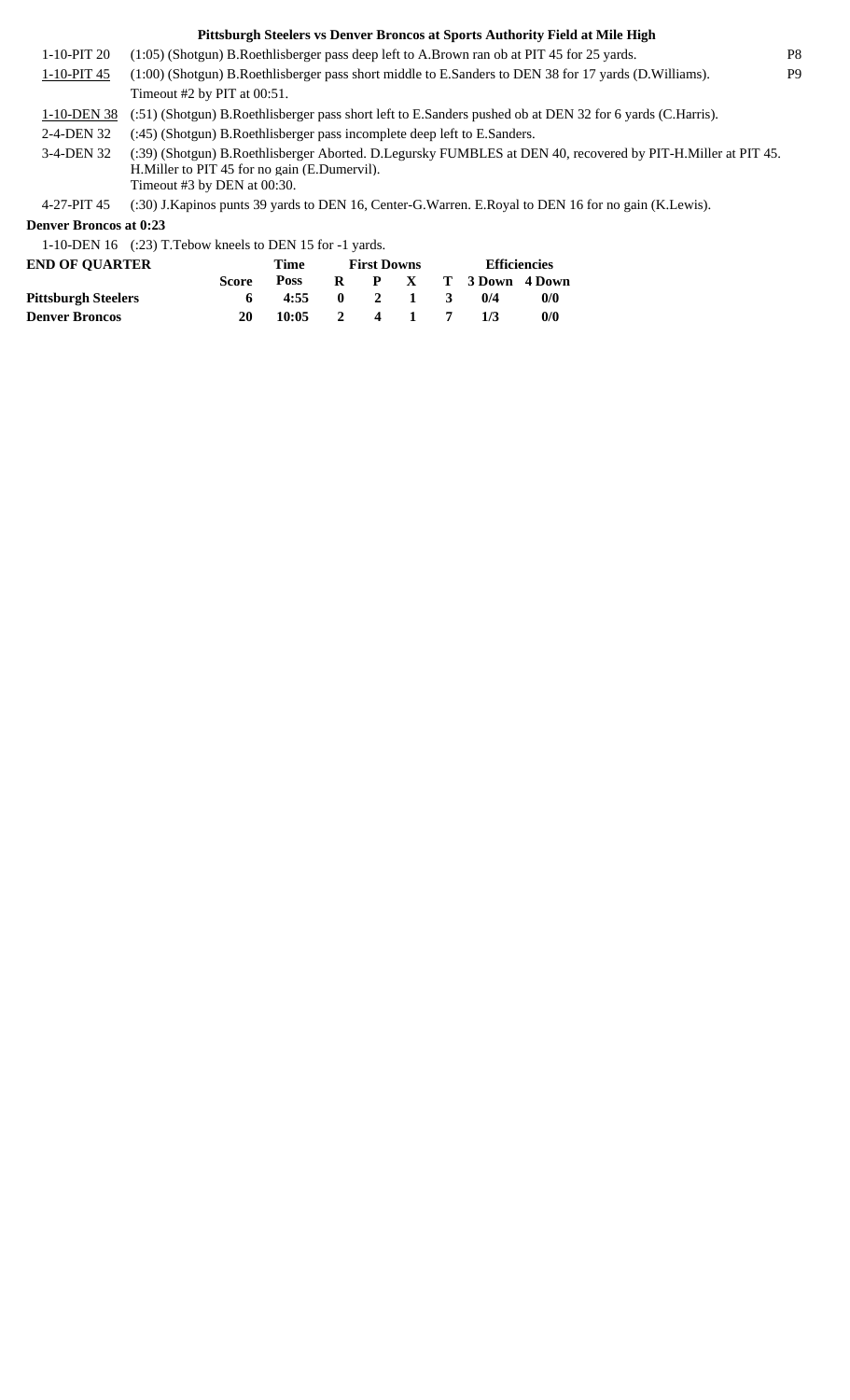### Pittsburgh Steelers vs Denver Broncos at Sports Authority Field at Mile High

| | | |
|---|---|---|
| 1-10-PIT 20 | (1:05) (Shotgun) B.Roethlisberger pass deep left to A.Brown ran ob at PIT 45 for 25 yards. | P8 |
| 1-10-PIT 45 | (1:00) (Shotgun) B.Roethlisberger pass short middle to E.Sanders to DEN 38 for 17 yards (D.Williams). Timeout #2 by PIT at 00:51. | P9 |
| 1-10-DEN 38 | (:51) (Shotgun) B.Roethlisberger pass short left to E.Sanders pushed ob at DEN 32 for 6 yards (C.Harris). | |
| 2-4-DEN 32 | (:45) (Shotgun) B.Roethlisberger pass incomplete deep left to E.Sanders. | |
| 3-4-DEN 32 | (:39) (Shotgun) B.Roethlisberger Aborted. D.Legursky FUMBLES at DEN 40, recovered by PIT-H.Miller at PIT 45. H.Miller to PIT 45 for no gain (E.Dumervil). Timeout #3 by DEN at 00:30. | |
| 4-27-PIT 45 | (:30) J.Kapinos punts 39 yards to DEN 16, Center-G.Warren. E.Royal to DEN 16 for no gain (K.Lewis). | |

**Denver Broncos at 0:23**

| | |
|---|---|
| 1-10-DEN 16 | (:23) T.Tebow kneels to DEN 15 for -1 yards. |

| END OF QUARTER | Score | Time Poss | First Downs R | First Downs P | First Downs X | First Downs T | Efficiencies 3 Down | Efficiencies 4 Down |
|---|---|---|---|---|---|---|---|---|
| Pittsburgh Steelers | 6 | 4:55 | 0 | 2 | 1 | 3 | 0/4 | 0/0 |
| Denver Broncos | 20 | 10:05 | 2 | 4 | 1 | 7 | 1/3 | 0/0 |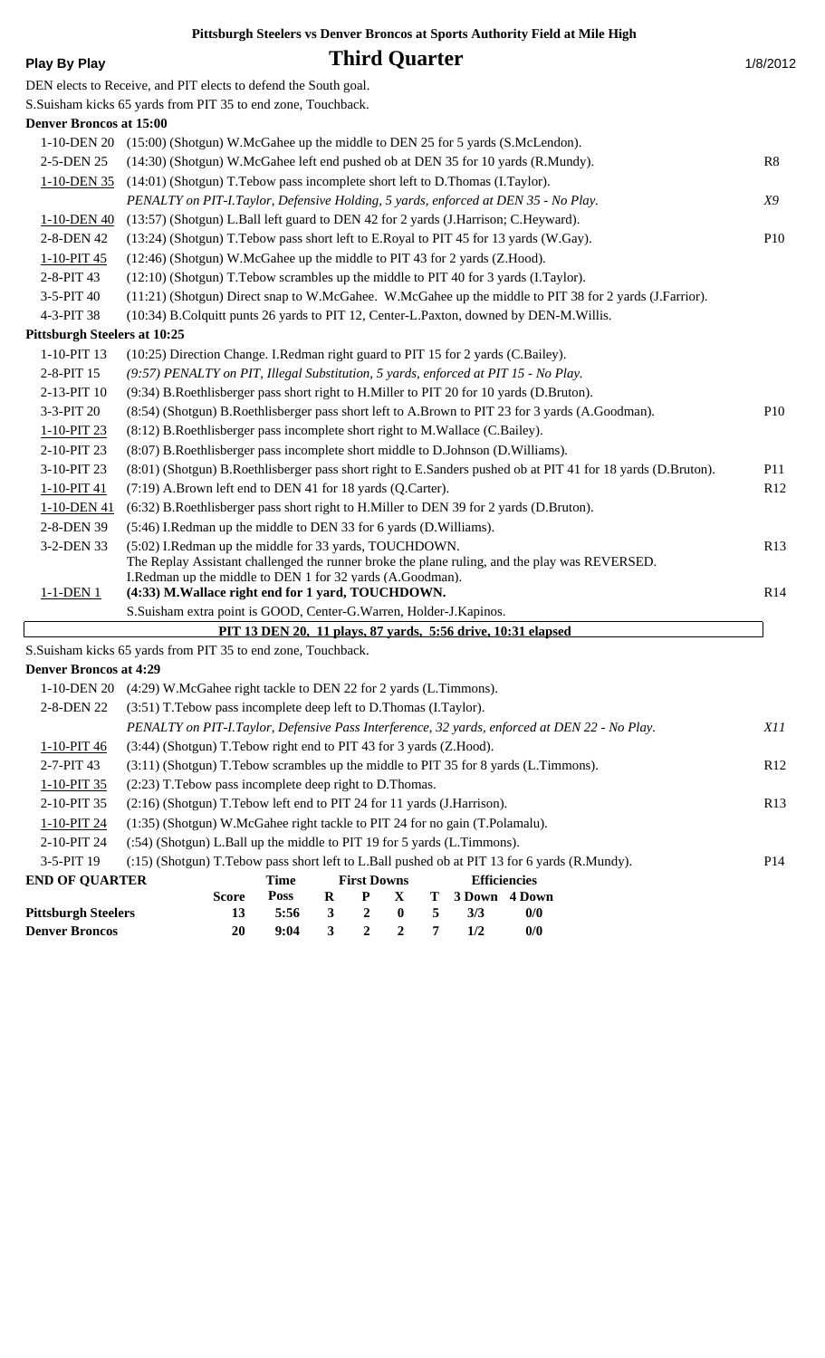**Pittsburgh Steelers vs Denver Broncos at Sports Authority Field at Mile High**

**Play By Play** | **Third Quarter** | 1/8/2012

DEN elects to Receive, and PIT elects to defend the South goal.

S.Suisham kicks 65 yards from PIT 35 to end zone, Touchback.

**Denver Broncos at 15:00**

| Down | Play | |
|---|---|---|
| 1-10-DEN 20 | (15:00) (Shotgun) W.McGahee up the middle to DEN 25 for 5 yards (S.McLendon). | |
| 2-5-DEN 25 | (14:30) (Shotgun) W.McGahee left end pushed ob at DEN 35 for 10 yards (R.Mundy). | R8 |
| 1-10-DEN 35 | (14:01) (Shotgun) T.Tebow pass incomplete short left to D.Thomas (I.Taylor). | |
| | *PENALTY on PIT-I.Taylor, Defensive Holding, 5 yards, enforced at DEN 35 - No Play.* | *X9* |
| 1-10-DEN 40 | (13:57) (Shotgun) L.Ball left guard to DEN 42 for 2 yards (J.Harrison; C.Heyward). | |
| 2-8-DEN 42 | (13:24) (Shotgun) T.Tebow pass short left to E.Royal to PIT 45 for 13 yards (W.Gay). | P10 |
| 1-10-PIT 45 | (12:46) (Shotgun) W.McGahee up the middle to PIT 43 for 2 yards (Z.Hood). | |
| 2-8-PIT 43 | (12:10) (Shotgun) T.Tebow scrambles up the middle to PIT 40 for 3 yards (I.Taylor). | |
| 3-5-PIT 40 | (11:21) (Shotgun) Direct snap to W.McGahee. W.McGahee up the middle to PIT 38 for 2 yards (J.Farrior). | |
| 4-3-PIT 38 | (10:34) B.Colquitt punts 26 yards to PIT 12, Center-L.Paxton, downed by DEN-M.Willis. | |

**Pittsburgh Steelers at 10:25**

| Down | Play | |
|---|---|---|
| 1-10-PIT 13 | (10:25) Direction Change. I.Redman right guard to PIT 15 for 2 yards (C.Bailey). | |
| 2-8-PIT 15 | *(9:57) PENALTY on PIT, Illegal Substitution, 5 yards, enforced at PIT 15 - No Play.* | |
| 2-13-PIT 10 | (9:34) B.Roethlisberger pass short right to H.Miller to PIT 20 for 10 yards (D.Bruton). | |
| 3-3-PIT 20 | (8:54) (Shotgun) B.Roethlisberger pass short left to A.Brown to PIT 23 for 3 yards (A.Goodman). | P10 |
| 1-10-PIT 23 | (8:12) B.Roethlisberger pass incomplete short right to M.Wallace (C.Bailey). | |
| 2-10-PIT 23 | (8:07) B.Roethlisberger pass incomplete short middle to D.Johnson (D.Williams). | |
| 3-10-PIT 23 | (8:01) (Shotgun) B.Roethlisberger pass short right to E.Sanders pushed ob at PIT 41 for 18 yards (D.Bruton). | P11 |
| 1-10-PIT 41 | (7:19) A.Brown left end to DEN 41 for 18 yards (Q.Carter). | R12 |
| 1-10-DEN 41 | (6:32) B.Roethlisberger pass short right to H.Miller to DEN 39 for 2 yards (D.Bruton). | |
| 2-8-DEN 39 | (5:46) I.Redman up the middle to DEN 33 for 6 yards (D.Williams). | |
| 3-2-DEN 33 | (5:02) I.Redman up the middle for 33 yards, TOUCHDOWN. The Replay Assistant challenged the runner broke the plane ruling, and the play was REVERSED. I.Redman up the middle to DEN 1 for 32 yards (A.Goodman). | R13 |
| 1-1-DEN 1 | **(4:33) M.Wallace right end for 1 yard, TOUCHDOWN.** | R14 |
| | S.Suisham extra point is GOOD, Center-G.Warren, Holder-J.Kapinos. | |

**PIT 13 DEN 20, 11 plays, 87 yards, 5:56 drive, 10:31 elapsed**

S.Suisham kicks 65 yards from PIT 35 to end zone, Touchback.

**Denver Broncos at 4:29**

| Down | Play | |
|---|---|---|
| 1-10-DEN 20 | (4:29) W.McGahee right tackle to DEN 22 for 2 yards (L.Timmons). | |
| 2-8-DEN 22 | (3:51) T.Tebow pass incomplete deep left to D.Thomas (I.Taylor). | |
| | *PENALTY on PIT-I.Taylor, Defensive Pass Interference, 32 yards, enforced at DEN 22 - No Play.* | *X11* |
| 1-10-PIT 46 | (3:44) (Shotgun) T.Tebow right end to PIT 43 for 3 yards (Z.Hood). | |
| 2-7-PIT 43 | (3:11) (Shotgun) T.Tebow scrambles up the middle to PIT 35 for 8 yards (L.Timmons). | R12 |
| 1-10-PIT 35 | (2:23) T.Tebow pass incomplete deep right to D.Thomas. | |
| 2-10-PIT 35 | (2:16) (Shotgun) T.Tebow left end to PIT 24 for 11 yards (J.Harrison). | R13 |
| 1-10-PIT 24 | (1:35) (Shotgun) W.McGahee right tackle to PIT 24 for no gain (T.Polamalu). | |
| 2-10-PIT 24 | (:54) (Shotgun) L.Ball up the middle to PIT 19 for 5 yards (L.Timmons). | |
| 3-5-PIT 19 | (:15) (Shotgun) T.Tebow pass short left to L.Ball pushed ob at PIT 13 for 6 yards (R.Mundy). | P14 |

**END OF QUARTER**

| | Score | Time Poss | First Downs R | First Downs P | First Downs X | First Downs T | Efficiencies 3 Down | Efficiencies 4 Down |
|---|---|---|---|---|---|---|---|---|
| **Pittsburgh Steelers** | 13 | 5:56 | 3 | 2 | 0 | 5 | 3/3 | 0/0 |
| **Denver Broncos** | 20 | 9:04 | 3 | 2 | 2 | 7 | 1/2 | 0/0 |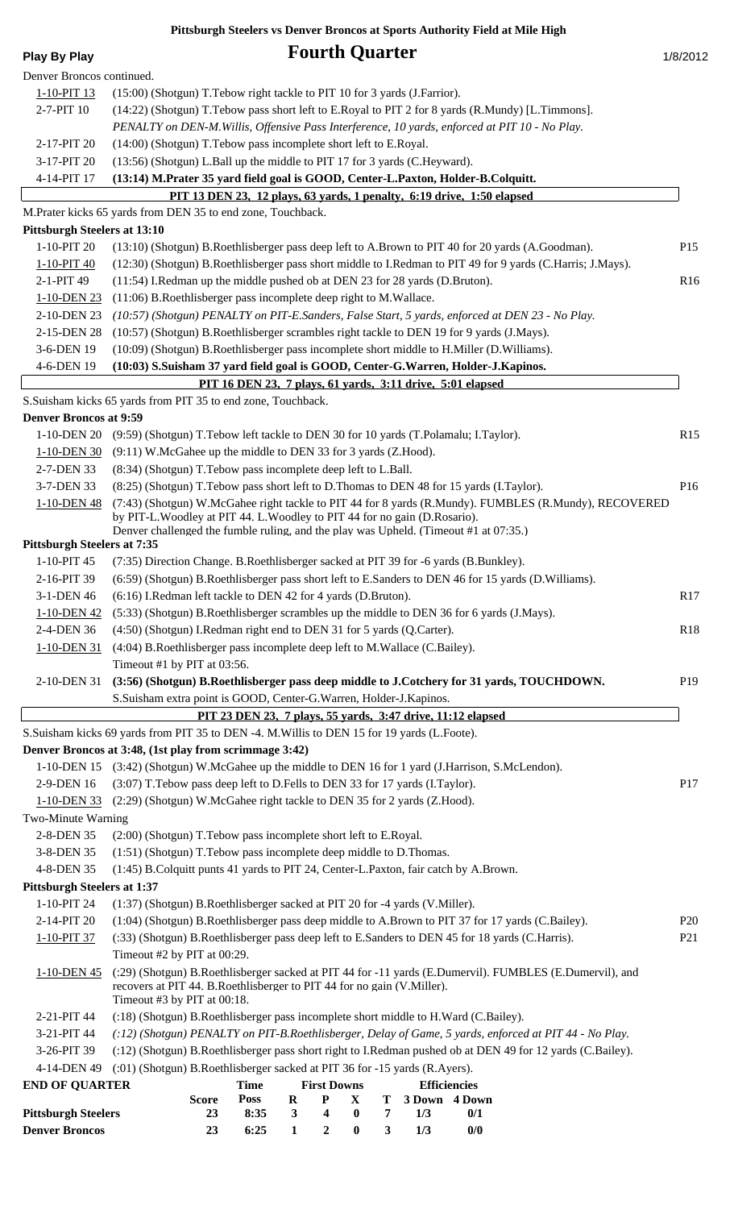**Pittsburgh Steelers vs Denver Broncos at Sports Authority Field at Mile High**

**Play By Play** — **Fourth Quarter** — 1/8/2012

Denver Broncos continued.

| Down | Play | |
|---|---|---|
| 1-10-PIT 13 | (15:00) (Shotgun) T.Tebow right tackle to PIT 10 for 3 yards (J.Farrior). | |
| 2-7-PIT 10 | (14:22) (Shotgun) T.Tebow pass short left to E.Royal to PIT 2 for 8 yards (R.Mundy) [L.Timmons]. *PENALTY on DEN-M.Willis, Offensive Pass Interference, 10 yards, enforced at PIT 10 - No Play.* | |
| 2-17-PIT 20 | (14:00) (Shotgun) T.Tebow pass incomplete short left to E.Royal. | |
| 3-17-PIT 20 | (13:56) (Shotgun) L.Ball up the middle to PIT 17 for 3 yards (C.Heyward). | |
| 4-14-PIT 17 | **(13:14) M.Prater 35 yard field goal is GOOD, Center-L.Paxton, Holder-B.Colquitt.** | |

**PIT 13 DEN 23, 12 plays, 63 yards, 1 penalty, 6:19 drive, 1:50 elapsed**

M.Prater kicks 65 yards from DEN 35 to end zone, Touchback.

**Pittsburgh Steelers at 13:10**

| Down | Play | |
|---|---|---|
| 1-10-PIT 20 | (13:10) (Shotgun) B.Roethlisberger pass deep left to A.Brown to PIT 40 for 20 yards (A.Goodman). | P15 |
| 1-10-PIT 40 | (12:30) (Shotgun) B.Roethlisberger pass short middle to I.Redman to PIT 49 for 9 yards (C.Harris; J.Mays). | |
| 2-1-PIT 49 | (11:54) I.Redman up the middle pushed ob at DEN 23 for 28 yards (D.Bruton). | R16 |
| 1-10-DEN 23 | (11:06) B.Roethlisberger pass incomplete deep right to M.Wallace. | |
| 2-10-DEN 23 | *(10:57) (Shotgun) PENALTY on PIT-E.Sanders, False Start, 5 yards, enforced at DEN 23 - No Play.* | |
| 2-15-DEN 28 | (10:57) (Shotgun) B.Roethlisberger scrambles right tackle to DEN 19 for 9 yards (J.Mays). | |
| 3-6-DEN 19 | (10:09) (Shotgun) B.Roethlisberger pass incomplete short middle to H.Miller (D.Williams). | |
| 4-6-DEN 19 | **(10:03) S.Suisham 37 yard field goal is GOOD, Center-G.Warren, Holder-J.Kapinos.** | |

**PIT 16 DEN 23, 7 plays, 61 yards, 3:11 drive, 5:01 elapsed**

S.Suisham kicks 65 yards from PIT 35 to end zone, Touchback.

**Denver Broncos at 9:59**

| Down | Play | |
|---|---|---|
| 1-10-DEN 20 | (9:59) (Shotgun) T.Tebow left tackle to DEN 30 for 10 yards (T.Polamalu; I.Taylor). | R15 |
| 1-10-DEN 30 | (9:11) W.McGahee up the middle to DEN 33 for 3 yards (Z.Hood). | |
| 2-7-DEN 33 | (8:34) (Shotgun) T.Tebow pass incomplete deep left to L.Ball. | |
| 3-7-DEN 33 | (8:25) (Shotgun) T.Tebow pass short left to D.Thomas to DEN 48 for 15 yards (I.Taylor). | P16 |
| 1-10-DEN 48 | (7:43) (Shotgun) W.McGahee right tackle to PIT 44 for 8 yards (R.Mundy). FUMBLES (R.Mundy), RECOVERED by PIT-L.Woodley at PIT 44. L.Woodley to PIT 44 for no gain (D.Rosario). Denver challenged the fumble ruling, and the play was Upheld. (Timeout #1 at 07:35.) | |

**Pittsburgh Steelers at 7:35**

| Down | Play | |
|---|---|---|
| 1-10-PIT 45 | (7:35) Direction Change. B.Roethlisberger sacked at PIT 39 for -6 yards (B.Bunkley). | |
| 2-16-PIT 39 | (6:59) (Shotgun) B.Roethlisberger pass short left to E.Sanders to DEN 46 for 15 yards (D.Williams). | |
| 3-1-DEN 46 | (6:16) I.Redman left tackle to DEN 42 for 4 yards (D.Bruton). | R17 |
| 1-10-DEN 42 | (5:33) (Shotgun) B.Roethlisberger scrambles up the middle to DEN 36 for 6 yards (J.Mays). | |
| 2-4-DEN 36 | (4:50) (Shotgun) I.Redman right end to DEN 31 for 5 yards (Q.Carter). | R18 |
| 1-10-DEN 31 | (4:04) B.Roethlisberger pass incomplete deep left to M.Wallace (C.Bailey). Timeout #1 by PIT at 03:56. | |
| 2-10-DEN 31 | **(3:56) (Shotgun) B.Roethlisberger pass deep middle to J.Cotchery for 31 yards, TOUCHDOWN.** S.Suisham extra point is GOOD, Center-G.Warren, Holder-J.Kapinos. | P19 |

**PIT 23 DEN 23, 7 plays, 55 yards, 3:47 drive, 11:12 elapsed**

S.Suisham kicks 69 yards from PIT 35 to DEN -4. M.Willis to DEN 15 for 19 yards (L.Foote).

**Denver Broncos at 3:48, (1st play from scrimmage 3:42)**

| Down | Play | |
|---|---|---|
| 1-10-DEN 15 | (3:42) (Shotgun) W.McGahee up the middle to DEN 16 for 1 yard (J.Harrison, S.McLendon). | |
| 2-9-DEN 16 | (3:07) T.Tebow pass deep left to D.Fells to DEN 33 for 17 yards (I.Taylor). | P17 |
| 1-10-DEN 33 | (2:29) (Shotgun) W.McGahee right tackle to DEN 35 for 2 yards (Z.Hood). | |
| Two-Minute Warning | | |
| 2-8-DEN 35 | (2:00) (Shotgun) T.Tebow pass incomplete short left to E.Royal. | |
| 3-8-DEN 35 | (1:51) (Shotgun) T.Tebow pass incomplete deep middle to D.Thomas. | |
| 4-8-DEN 35 | (1:45) B.Colquitt punts 41 yards to PIT 24, Center-L.Paxton, fair catch by A.Brown. | |

**Pittsburgh Steelers at 1:37**

| Down | Play | |
|---|---|---|
| 1-10-PIT 24 | (1:37) (Shotgun) B.Roethlisberger sacked at PIT 20 for -4 yards (V.Miller). | |
| 2-14-PIT 20 | (1:04) (Shotgun) B.Roethlisberger pass deep middle to A.Brown to PIT 37 for 17 yards (C.Bailey). | P20 |
| 1-10-PIT 37 | (:33) (Shotgun) B.Roethlisberger pass deep left to E.Sanders to DEN 45 for 18 yards (C.Harris). Timeout #2 by PIT at 00:29. | P21 |
| 1-10-DEN 45 | (:29) (Shotgun) B.Roethlisberger sacked at PIT 44 for -11 yards (E.Dumervil). FUMBLES (E.Dumervil), and recovers at PIT 44. B.Roethlisberger to PIT 44 for no gain (V.Miller). Timeout #3 by PIT at 00:18. | |
| 2-21-PIT 44 | (:18) (Shotgun) B.Roethlisberger pass incomplete short middle to H.Ward (C.Bailey). | |
| 3-21-PIT 44 | *(:12) (Shotgun) PENALTY on PIT-B.Roethlisberger, Delay of Game, 5 yards, enforced at PIT 44 - No Play.* | |
| 3-26-PIT 39 | (:12) (Shotgun) B.Roethlisberger pass short right to I.Redman pushed ob at DEN 49 for 12 yards (C.Bailey). | |
| 4-14-DEN 49 | (:01) (Shotgun) B.Roethlisberger sacked at PIT 36 for -15 yards (R.Ayers). | |

| END OF QUARTER | Score | Time Poss | First Downs R | First Downs P | First Downs X | First Downs T | Efficiencies 3 Down | Efficiencies 4 Down |
|---|---|---|---|---|---|---|---|---|
| Pittsburgh Steelers | 23 | 8:35 | 3 | 4 | 0 | 7 | 1/3 | 0/1 |
| Denver Broncos | 23 | 6:25 | 1 | 2 | 0 | 3 | 1/3 | 0/0 |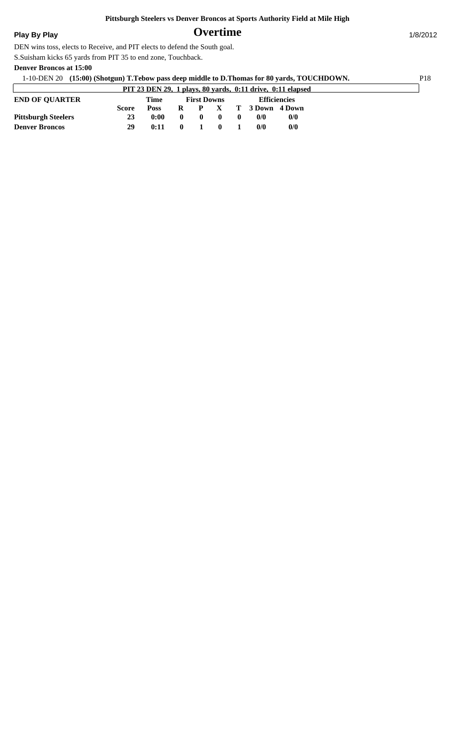Pittsburgh Steelers vs Denver Broncos at Sports Authority Field at Mile High

**Play By Play** — **Overtime** — 1/8/2012

DEN wins toss, elects to Receive, and PIT elects to defend the South goal.

S.Suisham kicks 65 yards from PIT 35 to end zone, Touchback.

**Denver Broncos at 15:00**

1-10-DEN 20 **(15:00) (Shotgun) T.Tebow pass deep middle to D.Thomas for 80 yards, TOUCHDOWN.** P18

**PIT 23 DEN 29, 1 plays, 80 yards, 0:11 drive, 0:11 elapsed**

| END OF QUARTER | Score | Time Poss | First Downs R | P | X | T | Efficiencies 3 Down | 4 Down |
|---|---|---|---|---|---|---|---|---|
| Pittsburgh Steelers | 23 | 0:00 | 0 | 0 | 0 | 0 | 0/0 | 0/0 |
| Denver Broncos | 29 | 0:11 | 0 | 1 | 0 | 1 | 0/0 | 0/0 |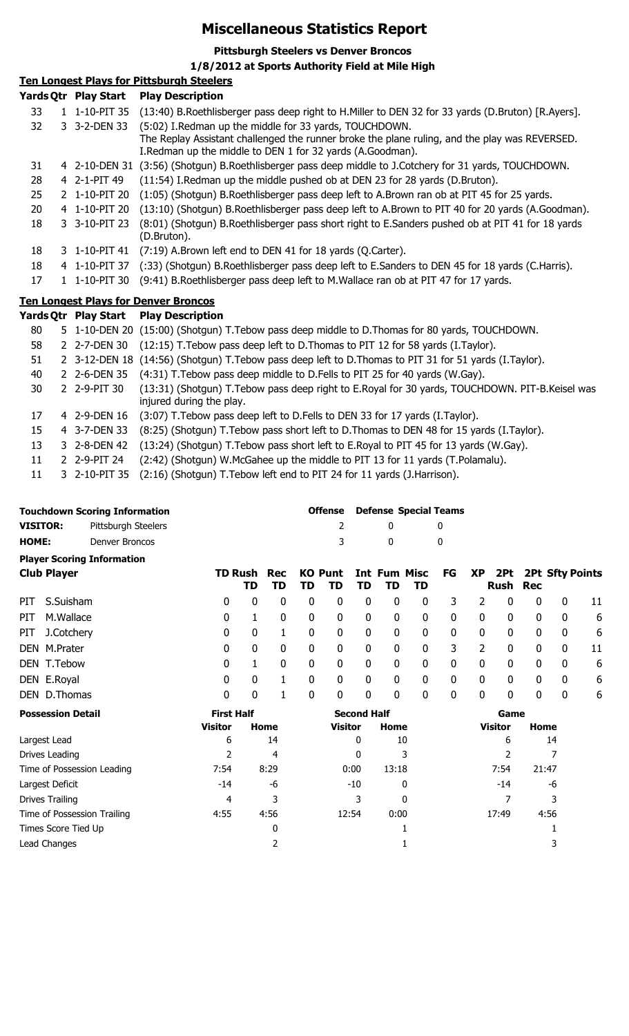# Miscellaneous Statistics Report

**Pittsburgh Steelers vs Denver Broncos**

**1/8/2012 at Sports Authority Field at Mile High**

## Ten Longest Plays for Pittsburgh Steelers

| Yards | Qtr | Play Start | Play Description |
|---|---|---|---|
| 33 | 1 | 1-10-PIT 35 | (13:40) B.Roethlisberger pass deep right to H.Miller to DEN 32 for 33 yards (D.Bruton) [R.Ayers]. |
| 32 | 3 | 3-2-DEN 33 | (5:02) I.Redman up the middle for 33 yards, TOUCHDOWN. The Replay Assistant challenged the runner broke the plane ruling, and the play was REVERSED. I.Redman up the middle to DEN 1 for 32 yards (A.Goodman). |
| 31 | 4 | 2-10-DEN 31 | (3:56) (Shotgun) B.Roethlisberger pass deep middle to J.Cotchery for 31 yards, TOUCHDOWN. |
| 28 | 4 | 2-1-PIT 49 | (11:54) I.Redman up the middle pushed ob at DEN 23 for 28 yards (D.Bruton). |
| 25 | 2 | 1-10-PIT 20 | (1:05) (Shotgun) B.Roethlisberger pass deep left to A.Brown ran ob at PIT 45 for 25 yards. |
| 20 | 4 | 1-10-PIT 20 | (13:10) (Shotgun) B.Roethlisberger pass deep left to A.Brown to PIT 40 for 20 yards (A.Goodman). |
| 18 | 3 | 3-10-PIT 23 | (8:01) (Shotgun) B.Roethlisberger pass short right to E.Sanders pushed ob at PIT 41 for 18 yards (D.Bruton). |
| 18 | 3 | 1-10-PIT 41 | (7:19) A.Brown left end to DEN 41 for 18 yards (Q.Carter). |
| 18 | 4 | 1-10-PIT 37 | (:33) (Shotgun) B.Roethlisberger pass deep left to E.Sanders to DEN 45 for 18 yards (C.Harris). |
| 17 | 1 | 1-10-PIT 30 | (9:41) B.Roethlisberger pass deep left to M.Wallace ran ob at PIT 47 for 17 yards. |

## Ten Longest Plays for Denver Broncos

| Yards | Qtr | Play Start | Play Description |
|---|---|---|---|
| 80 | 5 | 1-10-DEN 20 | (15:00) (Shotgun) T.Tebow pass deep middle to D.Thomas for 80 yards, TOUCHDOWN. |
| 58 | 2 | 2-7-DEN 30 | (12:15) T.Tebow pass deep left to D.Thomas to PIT 12 for 58 yards (I.Taylor). |
| 51 | 2 | 3-12-DEN 18 | (14:56) (Shotgun) T.Tebow pass deep left to D.Thomas to PIT 31 for 51 yards (I.Taylor). |
| 40 | 2 | 2-6-DEN 35 | (4:31) T.Tebow pass deep middle to D.Fells to PIT 25 for 40 yards (W.Gay). |
| 30 | 2 | 2-9-PIT 30 | (13:31) (Shotgun) T.Tebow pass deep right to E.Royal for 30 yards, TOUCHDOWN. PIT-B.Keisel was injured during the play. |
| 17 | 4 | 2-9-DEN 16 | (3:07) T.Tebow pass deep left to D.Fells to DEN 33 for 17 yards (I.Taylor). |
| 15 | 4 | 3-7-DEN 33 | (8:25) (Shotgun) T.Tebow pass short left to D.Thomas to DEN 48 for 15 yards (I.Taylor). |
| 13 | 3 | 2-8-DEN 42 | (13:24) (Shotgun) T.Tebow pass short left to E.Royal to PIT 45 for 13 yards (W.Gay). |
| 11 | 2 | 2-9-PIT 24 | (2:42) (Shotgun) W.McGahee up the middle to PIT 13 for 11 yards (T.Polamalu). |
| 11 | 3 | 2-10-PIT 35 | (2:16) (Shotgun) T.Tebow left end to PIT 24 for 11 yards (J.Harrison). |

## Touchdown Scoring Information

| | | Offense | Defense | Special Teams |
|---|---|---|---|---|
| VISITOR: | Pittsburgh Steelers | 2 | 0 | 0 |
| HOME: | Denver Broncos | 3 | 0 | 0 |

## Player Scoring Information

| Club | Player | TD | Rush TD | Rec TD | KO TD | Punt TD | Int TD | Fum TD | Misc TD | FG | XP | 2Pt Rush | 2Pt Rec | Sfty | Points |
|---|---|---|---|---|---|---|---|---|---|---|---|---|---|---|---|
| PIT | S.Suisham | 0 | 0 | 0 | 0 | 0 | 0 | 0 | 0 | 3 | 2 | 0 | 0 | 0 | 11 |
| PIT | M.Wallace | 0 | 1 | 0 | 0 | 0 | 0 | 0 | 0 | 0 | 0 | 0 | 0 | 0 | 6 |
| PIT | J.Cotchery | 0 | 0 | 1 | 0 | 0 | 0 | 0 | 0 | 0 | 0 | 0 | 0 | 0 | 6 |
| DEN | M.Prater | 0 | 0 | 0 | 0 | 0 | 0 | 0 | 0 | 3 | 2 | 0 | 0 | 0 | 11 |
| DEN | T.Tebow | 0 | 1 | 0 | 0 | 0 | 0 | 0 | 0 | 0 | 0 | 0 | 0 | 0 | 6 |
| DEN | E.Royal | 0 | 0 | 1 | 0 | 0 | 0 | 0 | 0 | 0 | 0 | 0 | 0 | 0 | 6 |
| DEN | D.Thomas | 0 | 0 | 1 | 0 | 0 | 0 | 0 | 0 | 0 | 0 | 0 | 0 | 0 | 6 |

## Possession Detail

| | First Half | | Second Half | | Game | |
|---|---|---|---|---|---|---|
| | Visitor | Home | Visitor | Home | Visitor | Home |
| Largest Lead | 6 | 14 | 0 | 10 | 6 | 14 |
| Drives Leading | 2 | 4 | 0 | 3 | 2 | 7 |
| Time of Possession Leading | 7:54 | 8:29 | 0:00 | 13:18 | 7:54 | 21:47 |
| Largest Deficit | -14 | -6 | -10 | 0 | -14 | -6 |
| Drives Trailing | 4 | 3 | 3 | 0 | 7 | 3 |
| Time of Possession Trailing | 4:55 | 4:56 | 12:54 | 0:00 | 17:49 | 4:56 |
| Times Score Tied Up | | 0 | | 1 | | 1 |
| Lead Changes | | 2 | | 1 | | 3 |